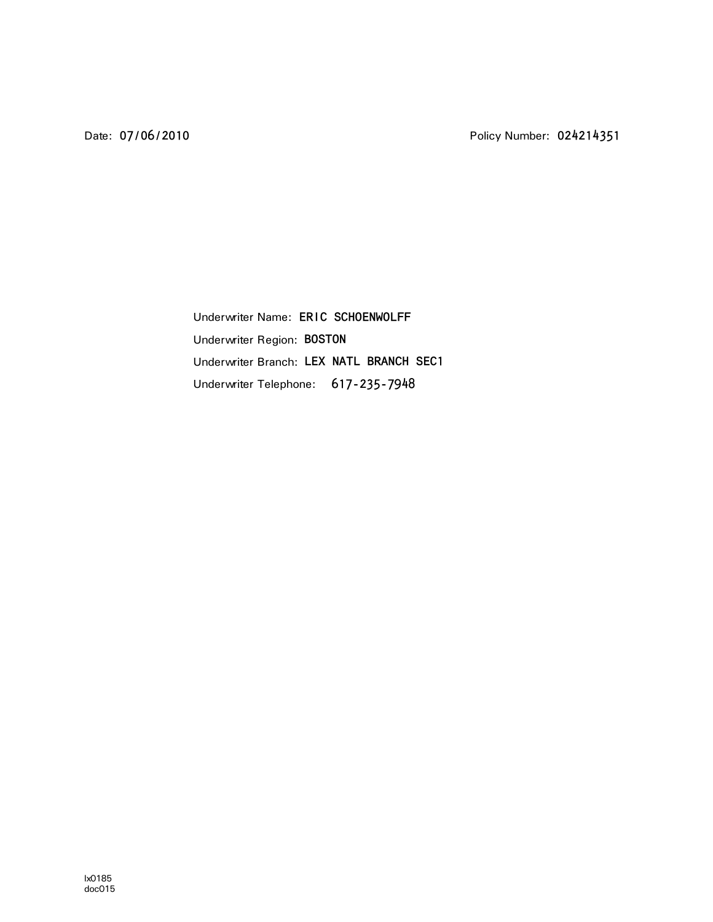Date: 07/06/2010 Policy Number: 024214351

Underwriter Name: ERIC SCHOENWOLFF

Underwriter Region: BOSTON

Underwriter Branch: LEX NATL BRANCH SEC1

Underwriter Telephone: 617-235-7948

lx0185
doc015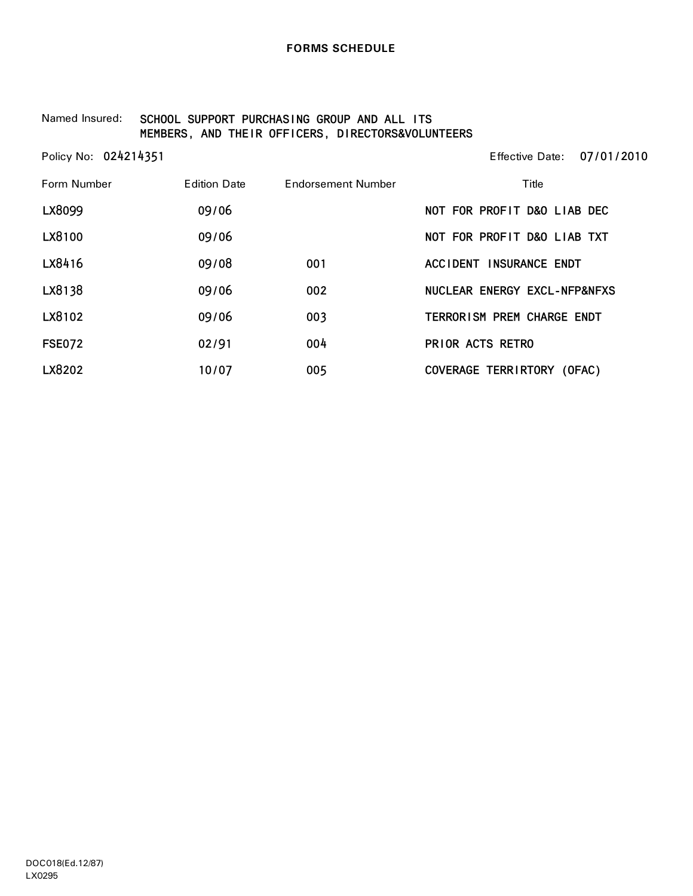# FORMS SCHEDULE

Named Insured: SCHOOL SUPPORT PURCHASING GROUP AND ALL ITS MEMBERS, AND THEIR OFFICERS, DIRECTORS&VOLUNTEERS

Policy No: 024214351

Effective Date: 07/01/2010

| Form Number | Edition Date | Endorsement Number | Title |
| --- | --- | --- | --- |
| LX8099 | 09/06 | | NOT FOR PROFIT D&O LIAB DEC |
| LX8100 | 09/06 | | NOT FOR PROFIT D&O LIAB TXT |
| LX8416 | 09/08 | 001 | ACCIDENT INSURANCE ENDT |
| LX8138 | 09/06 | 002 | NUCLEAR ENERGY EXCL-NFP&NFXS |
| LX8102 | 09/06 | 003 | TERRORISM PREM CHARGE ENDT |
| FSE072 | 02/91 | 004 | PRIOR ACTS RETRO |
| LX8202 | 10/07 | 005 | COVERAGE TERRIRTORY (OFAC) |

DOC018(Ed.12/87)
LX0295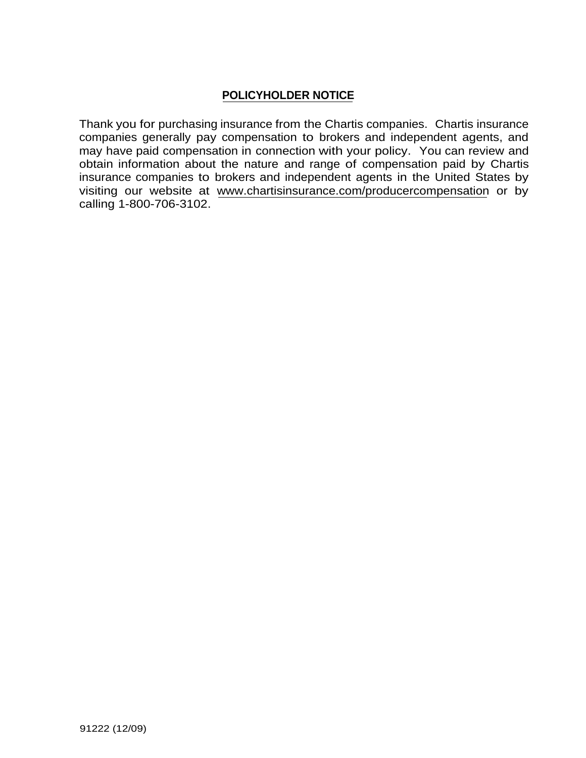## POLICYHOLDER NOTICE

Thank you for purchasing insurance from the Chartis companies. Chartis insurance companies generally pay compensation to brokers and independent agents, and may have paid compensation in connection with your policy. You can review and obtain information about the nature and range of compensation paid by Chartis insurance companies to brokers and independent agents in the United States by visiting our website at www.chartisinsurance.com/producercompensation or by calling 1-800-706-3102.

91222 (12/09)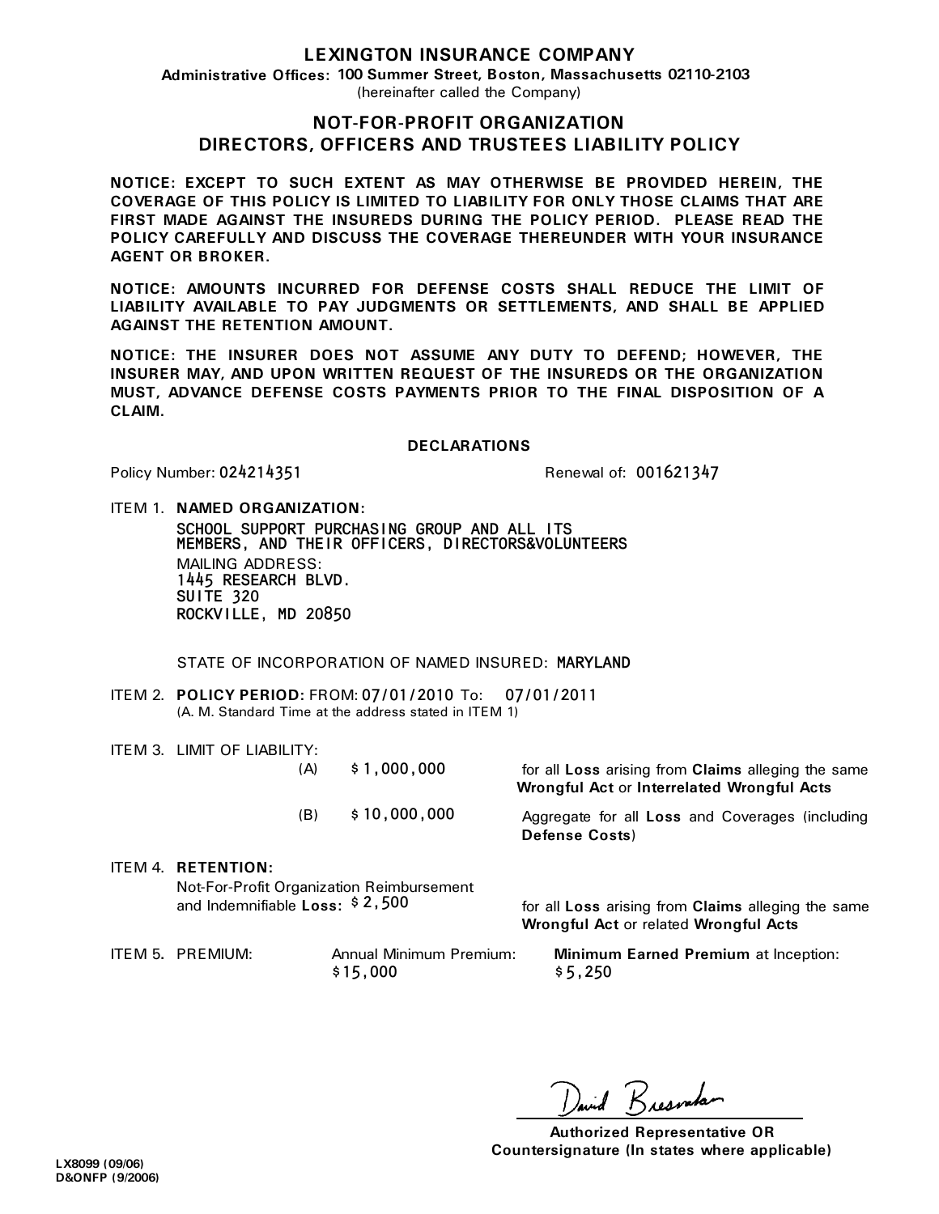# LEXINGTON INSURANCE COMPANY

**Administrative Offices: 100 Summer Street, Boston, Massachusetts 02110-2103**
(hereinafter called the Company)

## NOT-FOR-PROFIT ORGANIZATION DIRECTORS, OFFICERS AND TRUSTEES LIABILITY POLICY

**NOTICE: EXCEPT TO SUCH EXTENT AS MAY OTHERWISE BE PROVIDED HEREIN, THE COVERAGE OF THIS POLICY IS LIMITED TO LIABILITY FOR ONLY THOSE CLAIMS THAT ARE FIRST MADE AGAINST THE INSUREDS DURING THE POLICY PERIOD. PLEASE READ THE POLICY CAREFULLY AND DISCUSS THE COVERAGE THEREUNDER WITH YOUR INSURANCE AGENT OR BROKER.**

**NOTICE: AMOUNTS INCURRED FOR DEFENSE COSTS SHALL REDUCE THE LIMIT OF LIABILITY AVAILABLE TO PAY JUDGMENTS OR SETTLEMENTS, AND SHALL BE APPLIED AGAINST THE RETENTION AMOUNT.**

**NOTICE: THE INSURER DOES NOT ASSUME ANY DUTY TO DEFEND; HOWEVER, THE INSURER MAY, AND UPON WRITTEN REQUEST OF THE INSUREDS OR THE ORGANIZATION MUST, ADVANCE DEFENSE COSTS PAYMENTS PRIOR TO THE FINAL DISPOSITION OF A CLAIM.**

### DECLARATIONS

Policy Number: 024214351 Renewal of: 001621347

ITEM 1. **NAMED ORGANIZATION:**

SCHOOL SUPPORT PURCHASING GROUP AND ALL ITS MEMBERS, AND THEIR OFFICERS, DIRECTORS&VOLUNTEERS

MAILING ADDRESS:
1445 RESEARCH BLVD.
SUITE 320
ROCKVILLE, MD 20850

STATE OF INCORPORATION OF NAMED INSURED: MARYLAND

ITEM 2. **POLICY PERIOD:** FROM: 07/01/2010 To: 07/01/2011
(A. M. Standard Time at the address stated in ITEM 1)

ITEM 3. LIMIT OF LIABILITY:

| | | |
|---|---|---|
| (A) | $ 1,000,000 | for all **Loss** arising from **Claims** alleging the same **Wrongful Act** or **Interrelated Wrongful Acts** |
| (B) | $ 10,000,000 | Aggregate for all **Loss** and Coverages (including **Defense Costs**) |

ITEM 4. **RETENTION:**

Not-For-Profit Organization Reimbursement and Indemnifiable **Loss:** $ 2,500 for all **Loss** arising from **Claims** alleging the same **Wrongful Act** or related **Wrongful Acts**

ITEM 5. PREMIUM: Annual Minimum Premium: $15,000 **Minimum Earned Premium** at Inception: $5,250

David Bresnahan

**Authorized Representative OR Countersignature (In states where applicable)**

LX8099 (09/06)
D&ONFP (9/2006)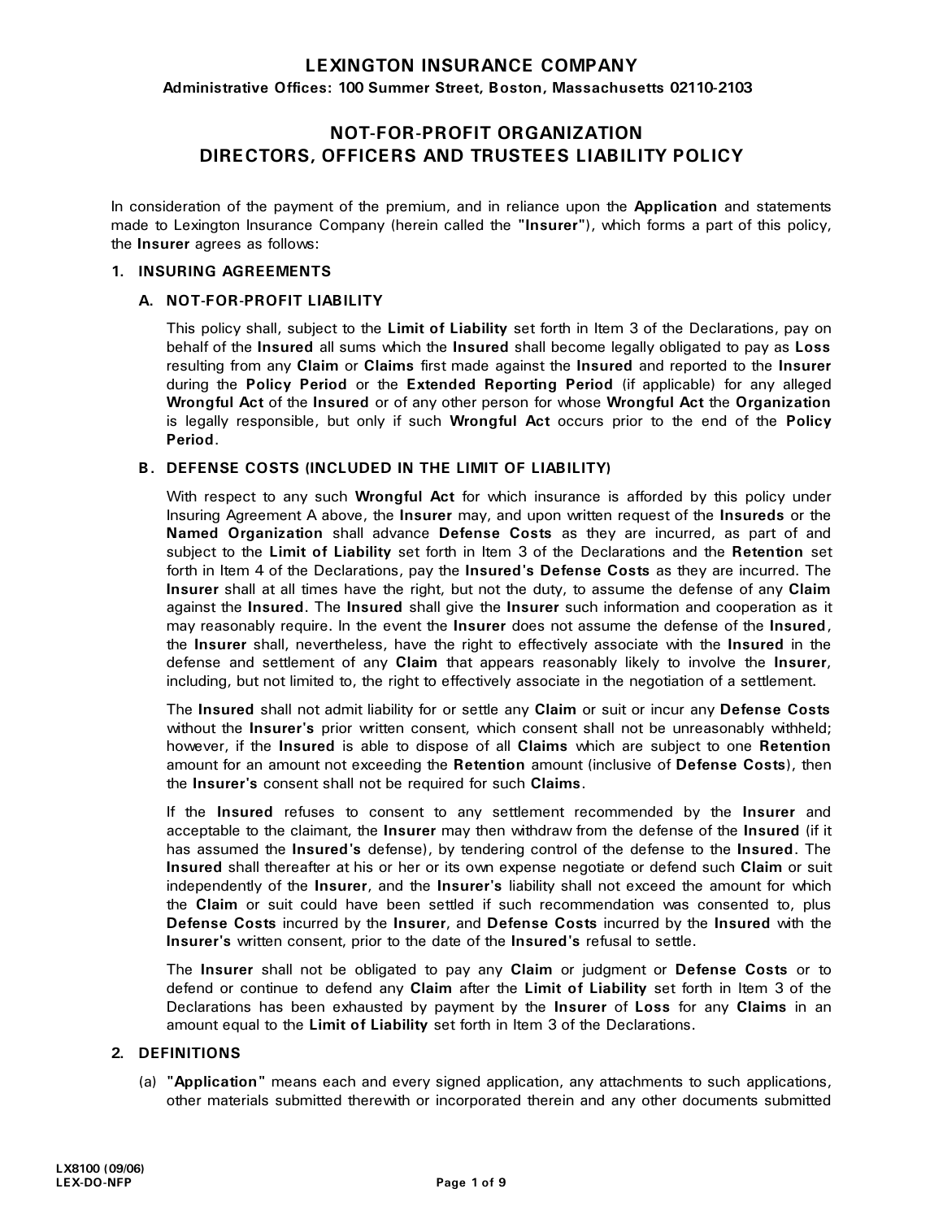# LEXINGTON INSURANCE COMPANY

**Administrative Offices: 100 Summer Street, Boston, Massachusetts 02110-2103**

## NOT-FOR-PROFIT ORGANIZATION DIRECTORS, OFFICERS AND TRUSTEES LIABILITY POLICY

In consideration of the payment of the premium, and in reliance upon the **Application** and statements made to Lexington Insurance Company (herein called the **"Insurer"**), which forms a part of this policy, the **Insurer** agrees as follows:

### 1. INSURING AGREEMENTS

#### A. NOT-FOR-PROFIT LIABILITY

This policy shall, subject to the **Limit of Liability** set forth in Item 3 of the Declarations, pay on behalf of the **Insured** all sums which the **Insured** shall become legally obligated to pay as **Loss** resulting from any **Claim** or **Claims** first made against the **Insured** and reported to the **Insurer** during the **Policy Period** or the **Extended Reporting Period** (if applicable) for any alleged **Wrongful Act** of the **Insured** or of any other person for whose **Wrongful Act** the **Organization** is legally responsible, but only if such **Wrongful Act** occurs prior to the end of the **Policy Period**.

#### B. DEFENSE COSTS (INCLUDED IN THE LIMIT OF LIABILITY)

With respect to any such **Wrongful Act** for which insurance is afforded by this policy under Insuring Agreement A above, the **Insurer** may, and upon written request of the **Insureds** or the **Named Organization** shall advance **Defense Costs** as they are incurred, as part of and subject to the **Limit of Liability** set forth in Item 3 of the Declarations and the **Retention** set forth in Item 4 of the Declarations, pay the **Insured's Defense Costs** as they are incurred. The **Insurer** shall at all times have the right, but not the duty, to assume the defense of any **Claim** against the **Insured**. The **Insured** shall give the **Insurer** such information and cooperation as it may reasonably require. In the event the **Insurer** does not assume the defense of the **Insured**, the **Insurer** shall, nevertheless, have the right to effectively associate with the **Insured** in the defense and settlement of any **Claim** that appears reasonably likely to involve the **Insurer**, including, but not limited to, the right to effectively associate in the negotiation of a settlement.

The **Insured** shall not admit liability for or settle any **Claim** or suit or incur any **Defense Costs** without the **Insurer's** prior written consent, which consent shall not be unreasonably withheld; however, if the **Insured** is able to dispose of all **Claims** which are subject to one **Retention** amount for an amount not exceeding the **Retention** amount (inclusive of **Defense Costs**), then the **Insurer's** consent shall not be required for such **Claims**.

If the **Insured** refuses to consent to any settlement recommended by the **Insurer** and acceptable to the claimant, the **Insurer** may then withdraw from the defense of the **Insured** (if it has assumed the **Insured's** defense), by tendering control of the defense to the **Insured**. The **Insured** shall thereafter at his or her or its own expense negotiate or defend such **Claim** or suit independently of the **Insurer**, and the **Insurer's** liability shall not exceed the amount for which the **Claim** or suit could have been settled if such recommendation was consented to, plus **Defense Costs** incurred by the **Insurer**, and **Defense Costs** incurred by the **Insured** with the **Insurer's** written consent, prior to the date of the **Insured's** refusal to settle.

The **Insurer** shall not be obligated to pay any **Claim** or judgment or **Defense Costs** or to defend or continue to defend any **Claim** after the **Limit of Liability** set forth in Item 3 of the Declarations has been exhausted by payment by the **Insurer** of **Loss** for any **Claims** in an amount equal to the **Limit of Liability** set forth in Item 3 of the Declarations.

### 2. DEFINITIONS

(a) **"Application"** means each and every signed application, any attachments to such applications, other materials submitted therewith or incorporated therein and any other documents submitted

LX8100 (09/06)
LEX-DO-NFP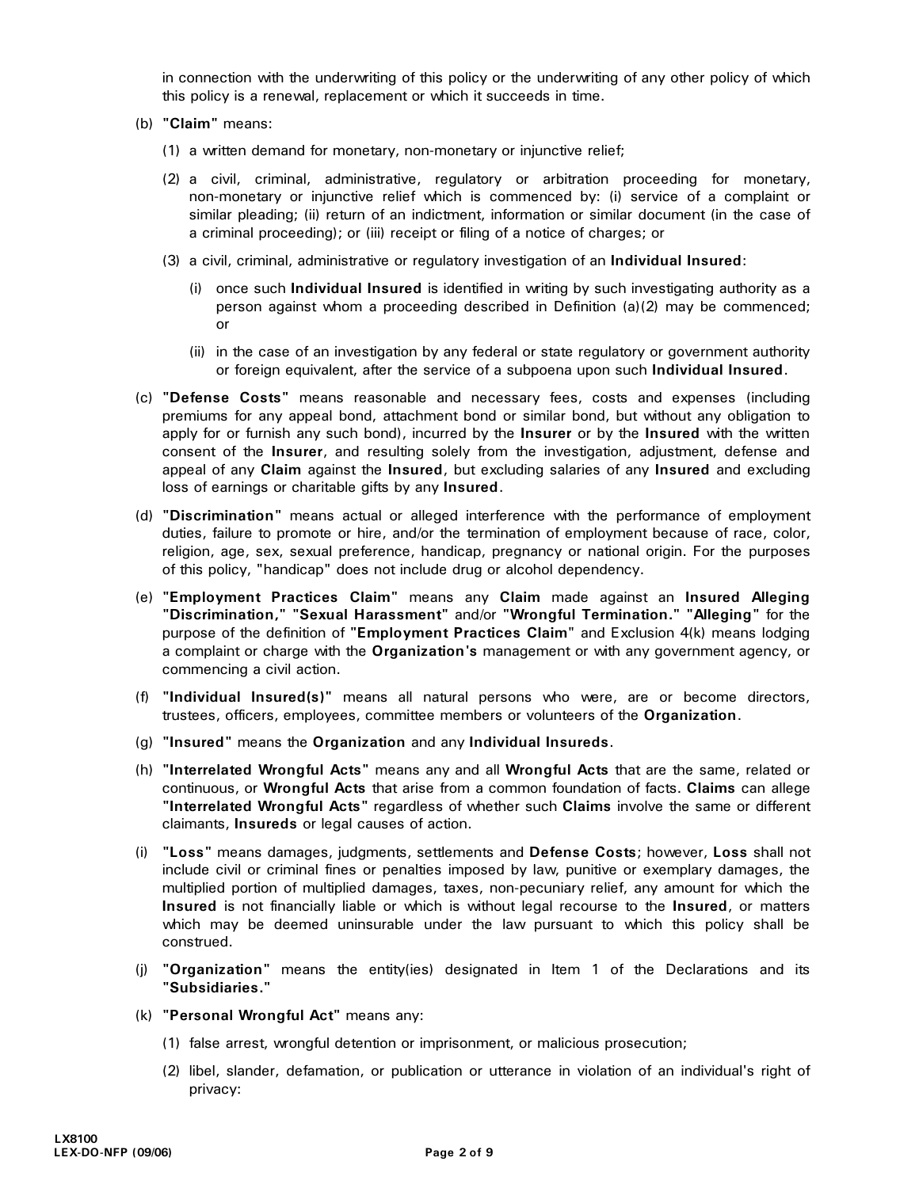in connection with the underwriting of this policy or the underwriting of any other policy of which this policy is a renewal, replacement or which it succeeds in time.

(b) **"Claim"** means:

(1) a written demand for monetary, non-monetary or injunctive relief;

(2) a civil, criminal, administrative, regulatory or arbitration proceeding for monetary, non-monetary or injunctive relief which is commenced by: (i) service of a complaint or similar pleading; (ii) return of an indictment, information or similar document (in the case of a criminal proceeding); or (iii) receipt or filing of a notice of charges; or

(3) a civil, criminal, administrative or regulatory investigation of an **Individual Insured**:

(i) once such **Individual Insured** is identified in writing by such investigating authority as a person against whom a proceeding described in Definition (a)(2) may be commenced; or

(ii) in the case of an investigation by any federal or state regulatory or government authority or foreign equivalent, after the service of a subpoena upon such **Individual Insured**.

(c) **"Defense Costs"** means reasonable and necessary fees, costs and expenses (including premiums for any appeal bond, attachment bond or similar bond, but without any obligation to apply for or furnish any such bond), incurred by the **Insurer** or by the **Insured** with the written consent of the **Insurer**, and resulting solely from the investigation, adjustment, defense and appeal of any **Claim** against the **Insured**, but excluding salaries of any **Insured** and excluding loss of earnings or charitable gifts by any **Insured**.

(d) **"Discrimination"** means actual or alleged interference with the performance of employment duties, failure to promote or hire, and/or the termination of employment because of race, color, religion, age, sex, sexual preference, handicap, pregnancy or national origin. For the purposes of this policy, "handicap" does not include drug or alcohol dependency.

(e) **"Employment Practices Claim"** means any **Claim** made against an **Insured Alleging "Discrimination," "Sexual Harassment"** and/or **"Wrongful Termination." "Alleging"** for the purpose of the definition of **"Employment Practices Claim"** and Exclusion 4(k) means lodging a complaint or charge with the **Organization's** management or with any government agency, or commencing a civil action.

(f) **"Individual Insured(s)"** means all natural persons who were, are or become directors, trustees, officers, employees, committee members or volunteers of the **Organization**.

(g) **"Insured"** means the **Organization** and any **Individual Insureds**.

(h) **"Interrelated Wrongful Acts"** means any and all **Wrongful Acts** that are the same, related or continuous, or **Wrongful Acts** that arise from a common foundation of facts. **Claims** can allege **"Interrelated Wrongful Acts"** regardless of whether such **Claims** involve the same or different claimants, **Insureds** or legal causes of action.

(i) **"Loss"** means damages, judgments, settlements and **Defense Costs**; however, **Loss** shall not include civil or criminal fines or penalties imposed by law, punitive or exemplary damages, the multiplied portion of multiplied damages, taxes, non-pecuniary relief, any amount for which the **Insured** is not financially liable or which is without legal recourse to the **Insured**, or matters which may be deemed uninsurable under the law pursuant to which this policy shall be construed.

(j) **"Organization"** means the entity(ies) designated in Item 1 of the Declarations and its **"Subsidiaries."**

(k) **"Personal Wrongful Act"** means any:

(1) false arrest, wrongful detention or imprisonment, or malicious prosecution;

(2) libel, slander, defamation, or publication or utterance in violation of an individual's right of privacy: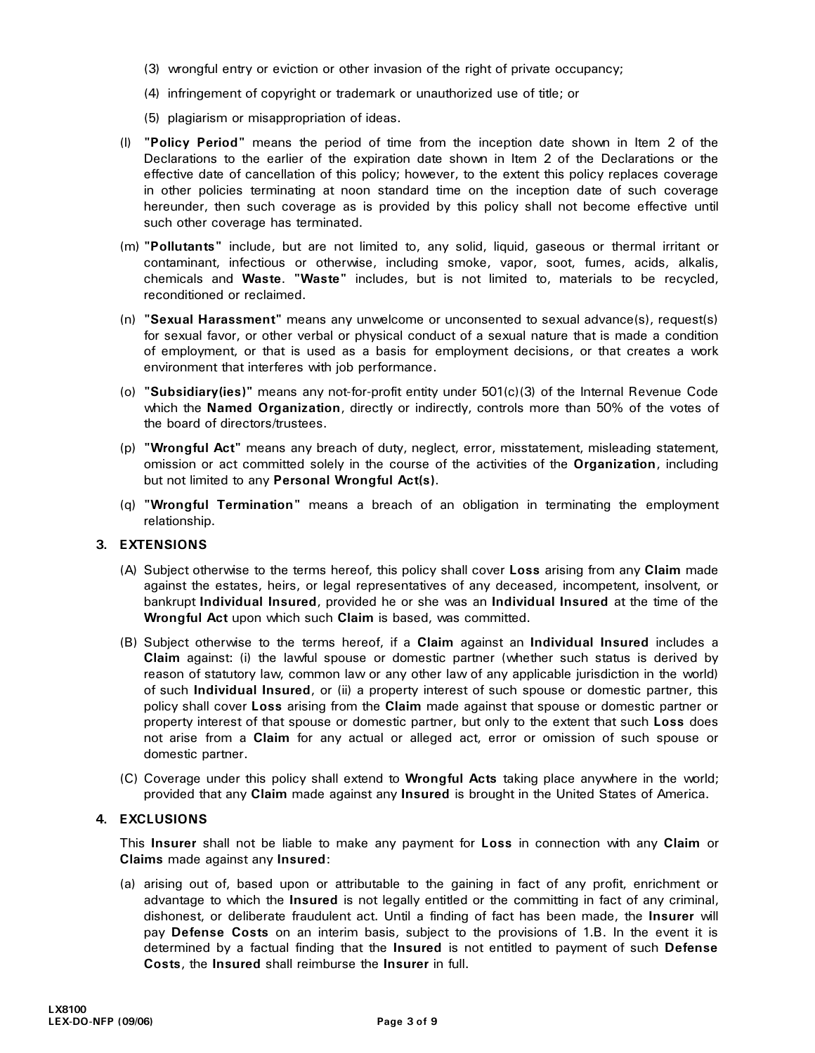(3) wrongful entry or eviction or other invasion of the right of private occupancy;

(4) infringement of copyright or trademark or unauthorized use of title; or

(5) plagiarism or misappropriation of ideas.

(l) **"Policy Period"** means the period of time from the inception date shown in Item 2 of the Declarations to the earlier of the expiration date shown in Item 2 of the Declarations or the effective date of cancellation of this policy; however, to the extent this policy replaces coverage in other policies terminating at noon standard time on the inception date of such coverage hereunder, then such coverage as is provided by this policy shall not become effective until such other coverage has terminated.

(m) **"Pollutants"** include, but are not limited to, any solid, liquid, gaseous or thermal irritant or contaminant, infectious or otherwise, including smoke, vapor, soot, fumes, acids, alkalis, chemicals and **Waste**. **"Waste"** includes, but is not limited to, materials to be recycled, reconditioned or reclaimed.

(n) **"Sexual Harassment"** means any unwelcome or unconsented to sexual advance(s), request(s) for sexual favor, or other verbal or physical conduct of a sexual nature that is made a condition of employment, or that is used as a basis for employment decisions, or that creates a work environment that interferes with job performance.

(o) **"Subsidiary(ies)"** means any not-for-profit entity under 501(c)(3) of the Internal Revenue Code which the **Named Organization**, directly or indirectly, controls more than 50% of the votes of the board of directors/trustees.

(p) **"Wrongful Act"** means any breach of duty, neglect, error, misstatement, misleading statement, omission or act committed solely in the course of the activities of the **Organization**, including but not limited to any **Personal Wrongful Act(s)**.

(q) **"Wrongful Termination"** means a breach of an obligation in terminating the employment relationship.

## 3. EXTENSIONS

(A) Subject otherwise to the terms hereof, this policy shall cover **Loss** arising from any **Claim** made against the estates, heirs, or legal representatives of any deceased, incompetent, insolvent, or bankrupt **Individual Insured**, provided he or she was an **Individual Insured** at the time of the **Wrongful Act** upon which such **Claim** is based, was committed.

(B) Subject otherwise to the terms hereof, if a **Claim** against an **Individual Insured** includes a **Claim** against: (i) the lawful spouse or domestic partner (whether such status is derived by reason of statutory law, common law or any other law of any applicable jurisdiction in the world) of such **Individual Insured**, or (ii) a property interest of such spouse or domestic partner, this policy shall cover **Loss** arising from the **Claim** made against that spouse or domestic partner or property interest of that spouse or domestic partner, but only to the extent that such **Loss** does not arise from a **Claim** for any actual or alleged act, error or omission of such spouse or domestic partner.

(C) Coverage under this policy shall extend to **Wrongful Acts** taking place anywhere in the world; provided that any **Claim** made against any **Insured** is brought in the United States of America.

## 4. EXCLUSIONS

This **Insurer** shall not be liable to make any payment for **Loss** in connection with any **Claim** or **Claims** made against any **Insured**:

(a) arising out of, based upon or attributable to the gaining in fact of any profit, enrichment or advantage to which the **Insured** is not legally entitled or the committing in fact of any criminal, dishonest, or deliberate fraudulent act. Until a finding of fact has been made, the **Insurer** will pay **Defense Costs** on an interim basis, subject to the provisions of 1.B. In the event it is determined by a factual finding that the **Insured** is not entitled to payment of such **Defense Costs**, the **Insured** shall reimburse the **Insurer** in full.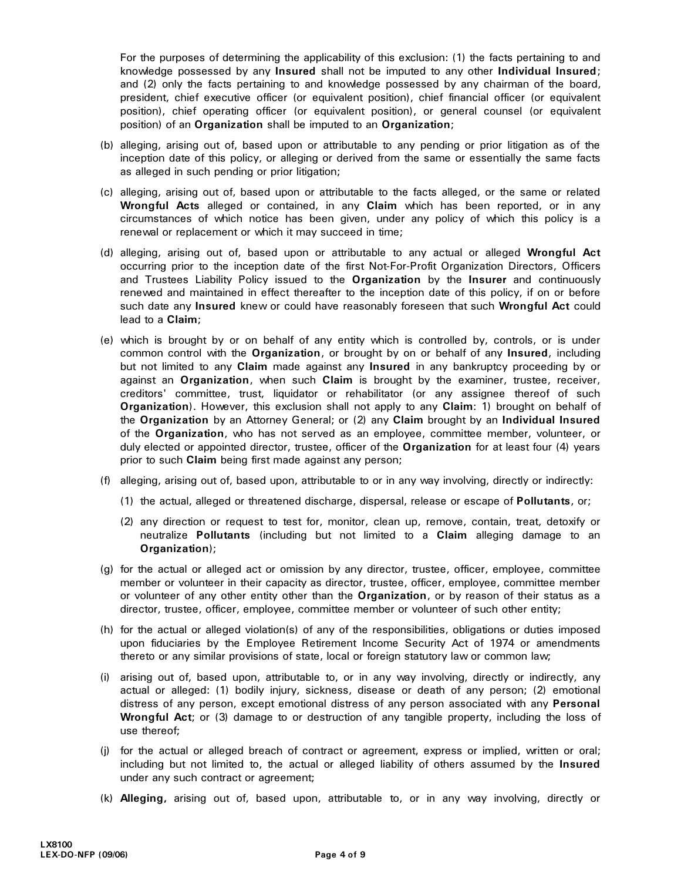For the purposes of determining the applicability of this exclusion: (1) the facts pertaining to and knowledge possessed by any **Insured** shall not be imputed to any other **Individual Insured**; and (2) only the facts pertaining to and knowledge possessed by any chairman of the board, president, chief executive officer (or equivalent position), chief financial officer (or equivalent position), chief operating officer (or equivalent position), or general counsel (or equivalent position) of an **Organization** shall be imputed to an **Organization**;

(b) alleging, arising out of, based upon or attributable to any pending or prior litigation as of the inception date of this policy, or alleging or derived from the same or essentially the same facts as alleged in such pending or prior litigation;

(c) alleging, arising out of, based upon or attributable to the facts alleged, or the same or related **Wrongful Acts** alleged or contained, in any **Claim** which has been reported, or in any circumstances of which notice has been given, under any policy of which this policy is a renewal or replacement or which it may succeed in time;

(d) alleging, arising out of, based upon or attributable to any actual or alleged **Wrongful Act** occurring prior to the inception date of the first Not-For-Profit Organization Directors, Officers and Trustees Liability Policy issued to the **Organization** by the **Insurer** and continuously renewed and maintained in effect thereafter to the inception date of this policy, if on or before such date any **Insured** knew or could have reasonably foreseen that such **Wrongful Act** could lead to a **Claim**;

(e) which is brought by or on behalf of any entity which is controlled by, controls, or is under common control with the **Organization**, or brought by on or behalf of any **Insured**, including but not limited to any **Claim** made against any **Insured** in any bankruptcy proceeding by or against an **Organization**, when such **Claim** is brought by the examiner, trustee, receiver, creditors' committee, trust, liquidator or rehabilitator (or any assignee thereof of such **Organization**). However, this exclusion shall not apply to any **Claim**: 1) brought on behalf of the **Organization** by an Attorney General; or (2) any **Claim** brought by an **Individual Insured** of the **Organization**, who has not served as an employee, committee member, volunteer, or duly elected or appointed director, trustee, officer of the **Organization** for at least four (4) years prior to such **Claim** being first made against any person;

(f) alleging, arising out of, based upon, attributable to or in any way involving, directly or indirectly:

   (1) the actual, alleged or threatened discharge, dispersal, release or escape of **Pollutants**, or;

   (2) any direction or request to test for, monitor, clean up, remove, contain, treat, detoxify or neutralize **Pollutants** (including but not limited to a **Claim** alleging damage to an **Organization**);

(g) for the actual or alleged act or omission by any director, trustee, officer, employee, committee member or volunteer in their capacity as director, trustee, officer, employee, committee member or volunteer of any other entity other than the **Organization**, or by reason of their status as a director, trustee, officer, employee, committee member or volunteer of such other entity;

(h) for the actual or alleged violation(s) of any of the responsibilities, obligations or duties imposed upon fiduciaries by the Employee Retirement Income Security Act of 1974 or amendments thereto or any similar provisions of state, local or foreign statutory law or common law;

(i) arising out of, based upon, attributable to, or in any way involving, directly or indirectly, any actual or alleged: (1) bodily injury, sickness, disease or death of any person; (2) emotional distress of any person, except emotional distress of any person associated with any **Personal Wrongful Act**; or (3) damage to or destruction of any tangible property, including the loss of use thereof;

(j) for the actual or alleged breach of contract or agreement, express or implied, written or oral; including but not limited to, the actual or alleged liability of others assumed by the **Insured** under any such contract or agreement;

(k) **Alleging,** arising out of, based upon, attributable to, or in any way involving, directly or

LX8100
LEX-DO-NFP (09/06)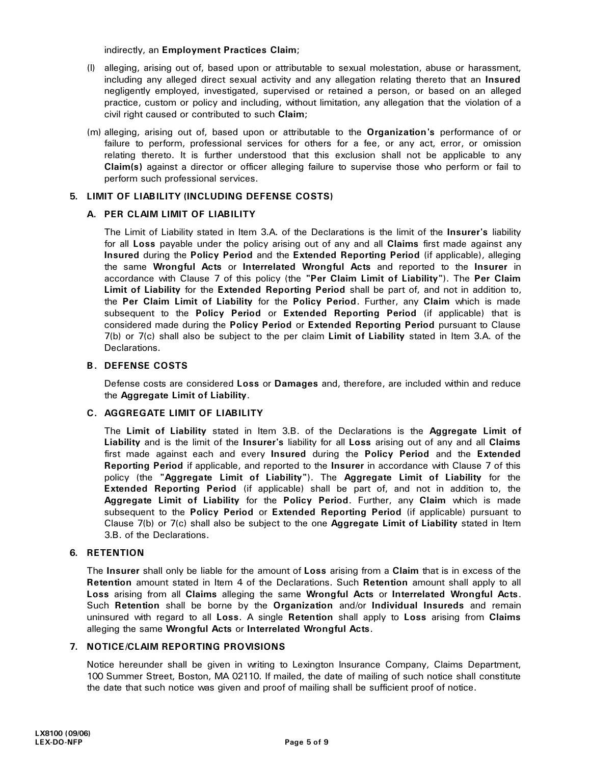indirectly, an **Employment Practices Claim**;

(l) alleging, arising out of, based upon or attributable to sexual molestation, abuse or harassment, including any alleged direct sexual activity and any allegation relating thereto that an **Insured** negligently employed, investigated, supervised or retained a person, or based on an alleged practice, custom or policy and including, without limitation, any allegation that the violation of a civil right caused or contributed to such **Claim**;

(m) alleging, arising out of, based upon or attributable to the **Organization's** performance of or failure to perform, professional services for others for a fee, or any act, error, or omission relating thereto. It is further understood that this exclusion shall not be applicable to any **Claim(s)** against a director or officer alleging failure to supervise those who perform or fail to perform such professional services.

### 5. LIMIT OF LIABILITY (INCLUDING DEFENSE COSTS)

#### A. PER CLAIM LIMIT OF LIABILITY

The Limit of Liability stated in Item 3.A. of the Declarations is the limit of the **Insurer's** liability for all **Loss** payable under the policy arising out of any and all **Claims** first made against any **Insured** during the **Policy Period** and the **Extended Reporting Period** (if applicable), alleging the same **Wrongful Acts** or **Interrelated Wrongful Acts** and reported to the **Insurer** in accordance with Clause 7 of this policy (the **"Per Claim Limit of Liability"**). The **Per Claim Limit of Liability** for the **Extended Reporting Period** shall be part of, and not in addition to, the **Per Claim Limit of Liability** for the **Policy Period**. Further, any **Claim** which is made subsequent to the **Policy Period** or **Extended Reporting Period** (if applicable) that is considered made during the **Policy Period** or **Extended Reporting Period** pursuant to Clause 7(b) or 7(c) shall also be subject to the per claim **Limit of Liability** stated in Item 3.A. of the Declarations.

#### B. DEFENSE COSTS

Defense costs are considered **Loss** or **Damages** and, therefore, are included within and reduce the **Aggregate Limit of Liability**.

#### C. AGGREGATE LIMIT OF LIABILITY

The **Limit of Liability** stated in Item 3.B. of the Declarations is the **Aggregate Limit of Liability** and is the limit of the **Insurer's** liability for all **Loss** arising out of any and all **Claims** first made against each and every **Insured** during the **Policy Period** and the **Extended Reporting Period** if applicable, and reported to the **Insurer** in accordance with Clause 7 of this policy (the **"Aggregate Limit of Liability"**). The **Aggregate Limit of Liability** for the **Extended Reporting Period** (if applicable) shall be part of, and not in addition to, the **Aggregate Limit of Liability** for the **Policy Period**. Further, any **Claim** which is made subsequent to the **Policy Period** or **Extended Reporting Period** (if applicable) pursuant to Clause 7(b) or 7(c) shall also be subject to the one **Aggregate Limit of Liability** stated in Item 3.B. of the Declarations.

### 6. RETENTION

The **Insurer** shall only be liable for the amount of **Loss** arising from a **Claim** that is in excess of the **Retention** amount stated in Item 4 of the Declarations. Such **Retention** amount shall apply to all **Loss** arising from all **Claims** alleging the same **Wrongful Acts** or **Interrelated Wrongful Acts**. Such **Retention** shall be borne by the **Organization** and/or **Individual Insureds** and remain uninsured with regard to all **Loss**. A single **Retention** shall apply to **Loss** arising from **Claims** alleging the same **Wrongful Acts** or **Interrelated Wrongful Acts**.

### 7. NOTICE/CLAIM REPORTING PROVISIONS

Notice hereunder shall be given in writing to Lexington Insurance Company, Claims Department, 100 Summer Street, Boston, MA 02110. If mailed, the date of mailing of such notice shall constitute the date that such notice was given and proof of mailing shall be sufficient proof of notice.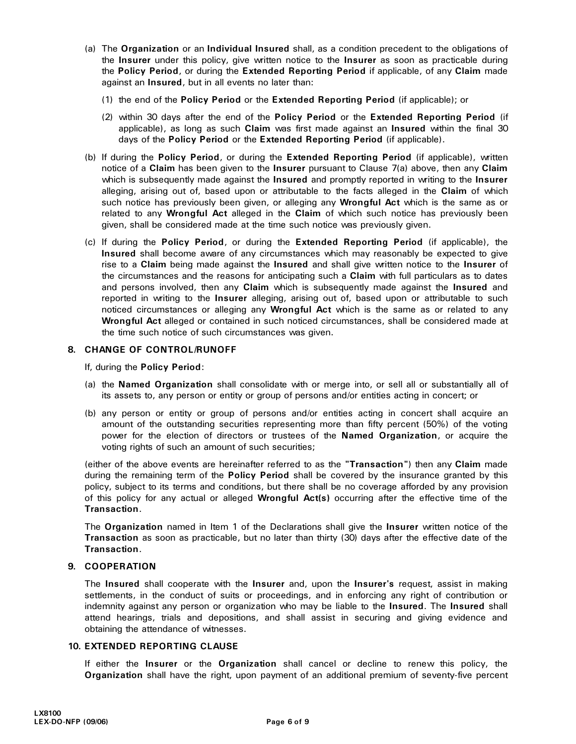(a) The **Organization** or an **Individual Insured** shall, as a condition precedent to the obligations of the **Insurer** under this policy, give written notice to the **Insurer** as soon as practicable during the **Policy Period**, or during the **Extended Reporting Period** if applicable, of any **Claim** made against an **Insured**, but in all events no later than:

   (1) the end of the **Policy Period** or the **Extended Reporting Period** (if applicable); or

   (2) within 30 days after the end of the **Policy Period** or the **Extended Reporting Period** (if applicable), as long as such **Claim** was first made against an **Insured** within the final 30 days of the **Policy Period** or the **Extended Reporting Period** (if applicable).

(b) If during the **Policy Period**, or during the **Extended Reporting Period** (if applicable), written notice of a **Claim** has been given to the **Insurer** pursuant to Clause 7(a) above, then any **Claim** which is subsequently made against the **Insured** and promptly reported in writing to the **Insurer** alleging, arising out of, based upon or attributable to the facts alleged in the **Claim** of which such notice has previously been given, or alleging any **Wrongful Act** which is the same as or related to any **Wrongful Act** alleged in the **Claim** of which such notice has previously been given, shall be considered made at the time such notice was previously given.

(c) If during the **Policy Period**, or during the **Extended Reporting Period** (if applicable), the **Insured** shall become aware of any circumstances which may reasonably be expected to give rise to a **Claim** being made against the **Insured** and shall give written notice to the **Insurer** of the circumstances and the reasons for anticipating such a **Claim** with full particulars as to dates and persons involved, then any **Claim** which is subsequently made against the **Insured** and reported in writing to the **Insurer** alleging, arising out of, based upon or attributable to such noticed circumstances or alleging any **Wrongful Act** which is the same as or related to any **Wrongful Act** alleged or contained in such noticed circumstances, shall be considered made at the time such notice of such circumstances was given.

## 8. CHANGE OF CONTROL/RUNOFF

If, during the **Policy Period**:

(a) the **Named Organization** shall consolidate with or merge into, or sell all or substantially all of its assets to, any person or entity or group of persons and/or entities acting in concert; or

(b) any person or entity or group of persons and/or entities acting in concert shall acquire an amount of the outstanding securities representing more than fifty percent (50%) of the voting power for the election of directors or trustees of the **Named Organization**, or acquire the voting rights of such an amount of such securities;

(either of the above events are hereinafter referred to as the **"Transaction"**) then any **Claim** made during the remaining term of the **Policy Period** shall be covered by the insurance granted by this policy, subject to its terms and conditions, but there shall be no coverage afforded by any provision of this policy for any actual or alleged **Wrongful Act(s)** occurring after the effective time of the **Transaction**.

The **Organization** named in Item 1 of the Declarations shall give the **Insurer** written notice of the **Transaction** as soon as practicable, but no later than thirty (30) days after the effective date of the **Transaction**.

## 9. COOPERATION

The **Insured** shall cooperate with the **Insurer** and, upon the **Insurer's** request, assist in making settlements, in the conduct of suits or proceedings, and in enforcing any right of contribution or indemnity against any person or organization who may be liable to the **Insured**. The **Insured** shall attend hearings, trials and depositions, and shall assist in securing and giving evidence and obtaining the attendance of witnesses.

## 10. EXTENDED REPORTING CLAUSE

If either the **Insurer** or the **Organization** shall cancel or decline to renew this policy, the **Organization** shall have the right, upon payment of an additional premium of seventy-five percent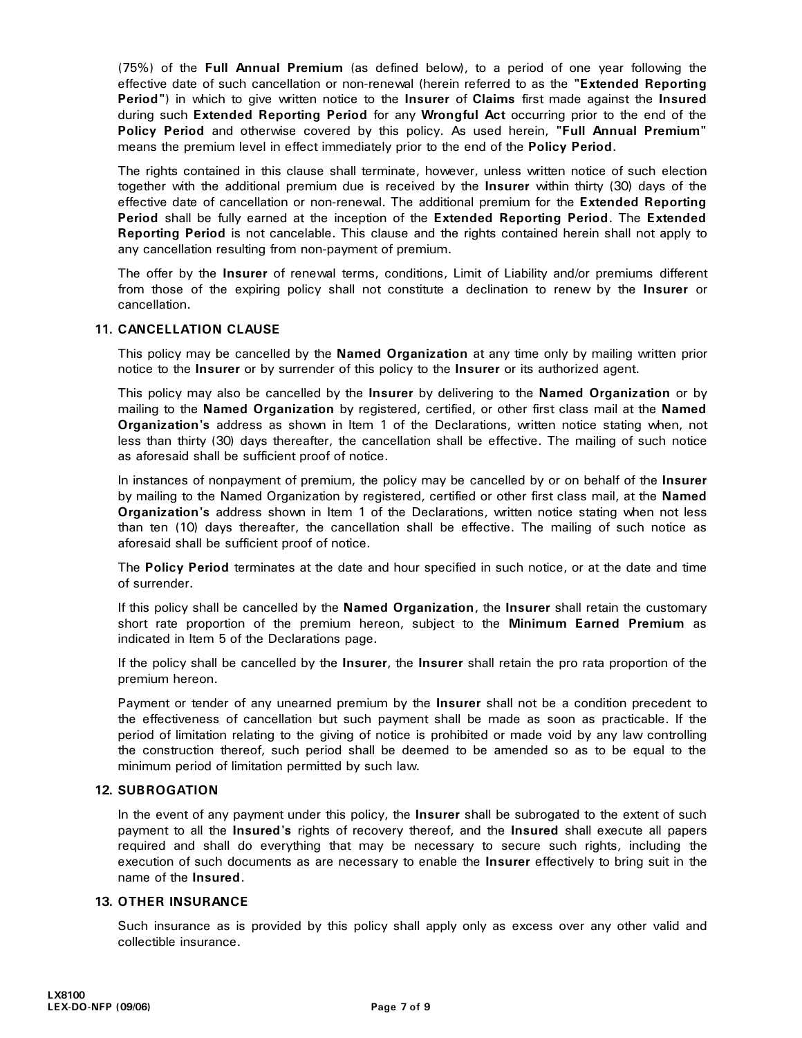(75%) of the **Full Annual Premium** (as defined below), to a period of one year following the effective date of such cancellation or non-renewal (herein referred to as the **"Extended Reporting Period"**) in which to give written notice to the **Insurer** of **Claims** first made against the **Insured** during such **Extended Reporting Period** for any **Wrongful Act** occurring prior to the end of the **Policy Period** and otherwise covered by this policy. As used herein, **"Full Annual Premium"** means the premium level in effect immediately prior to the end of the **Policy Period**.

The rights contained in this clause shall terminate, however, unless written notice of such election together with the additional premium due is received by the **Insurer** within thirty (30) days of the effective date of cancellation or non-renewal. The additional premium for the **Extended Reporting Period** shall be fully earned at the inception of the **Extended Reporting Period**. The **Extended Reporting Period** is not cancelable. This clause and the rights contained herein shall not apply to any cancellation resulting from non-payment of premium.

The offer by the **Insurer** of renewal terms, conditions, Limit of Liability and/or premiums different from those of the expiring policy shall not constitute a declination to renew by the **Insurer** or cancellation.

### 11. CANCELLATION CLAUSE

This policy may be cancelled by the **Named Organization** at any time only by mailing written prior notice to the **Insurer** or by surrender of this policy to the **Insurer** or its authorized agent.

This policy may also be cancelled by the **Insurer** by delivering to the **Named Organization** or by mailing to the **Named Organization** by registered, certified, or other first class mail at the **Named Organization's** address as shown in Item 1 of the Declarations, written notice stating when, not less than thirty (30) days thereafter, the cancellation shall be effective. The mailing of such notice as aforesaid shall be sufficient proof of notice.

In instances of nonpayment of premium, the policy may be cancelled by or on behalf of the **Insurer** by mailing to the Named Organization by registered, certified or other first class mail, at the **Named Organization's** address shown in Item 1 of the Declarations, written notice stating when not less than ten (10) days thereafter, the cancellation shall be effective. The mailing of such notice as aforesaid shall be sufficient proof of notice.

The **Policy Period** terminates at the date and hour specified in such notice, or at the date and time of surrender.

If this policy shall be cancelled by the **Named Organization**, the **Insurer** shall retain the customary short rate proportion of the premium hereon, subject to the **Minimum Earned Premium** as indicated in Item 5 of the Declarations page.

If the policy shall be cancelled by the **Insurer**, the **Insurer** shall retain the pro rata proportion of the premium hereon.

Payment or tender of any unearned premium by the **Insurer** shall not be a condition precedent to the effectiveness of cancellation but such payment shall be made as soon as practicable. If the period of limitation relating to the giving of notice is prohibited or made void by any law controlling the construction thereof, such period shall be deemed to be amended so as to be equal to the minimum period of limitation permitted by such law.

### 12. SUBROGATION

In the event of any payment under this policy, the **Insurer** shall be subrogated to the extent of such payment to all the **Insured's** rights of recovery thereof, and the **Insured** shall execute all papers required and shall do everything that may be necessary to secure such rights, including the execution of such documents as are necessary to enable the **Insurer** effectively to bring suit in the name of the **Insured**.

### 13. OTHER INSURANCE

Such insurance as is provided by this policy shall apply only as excess over any other valid and collectible insurance.

LX8100
LEX-DO-NFP (09/06)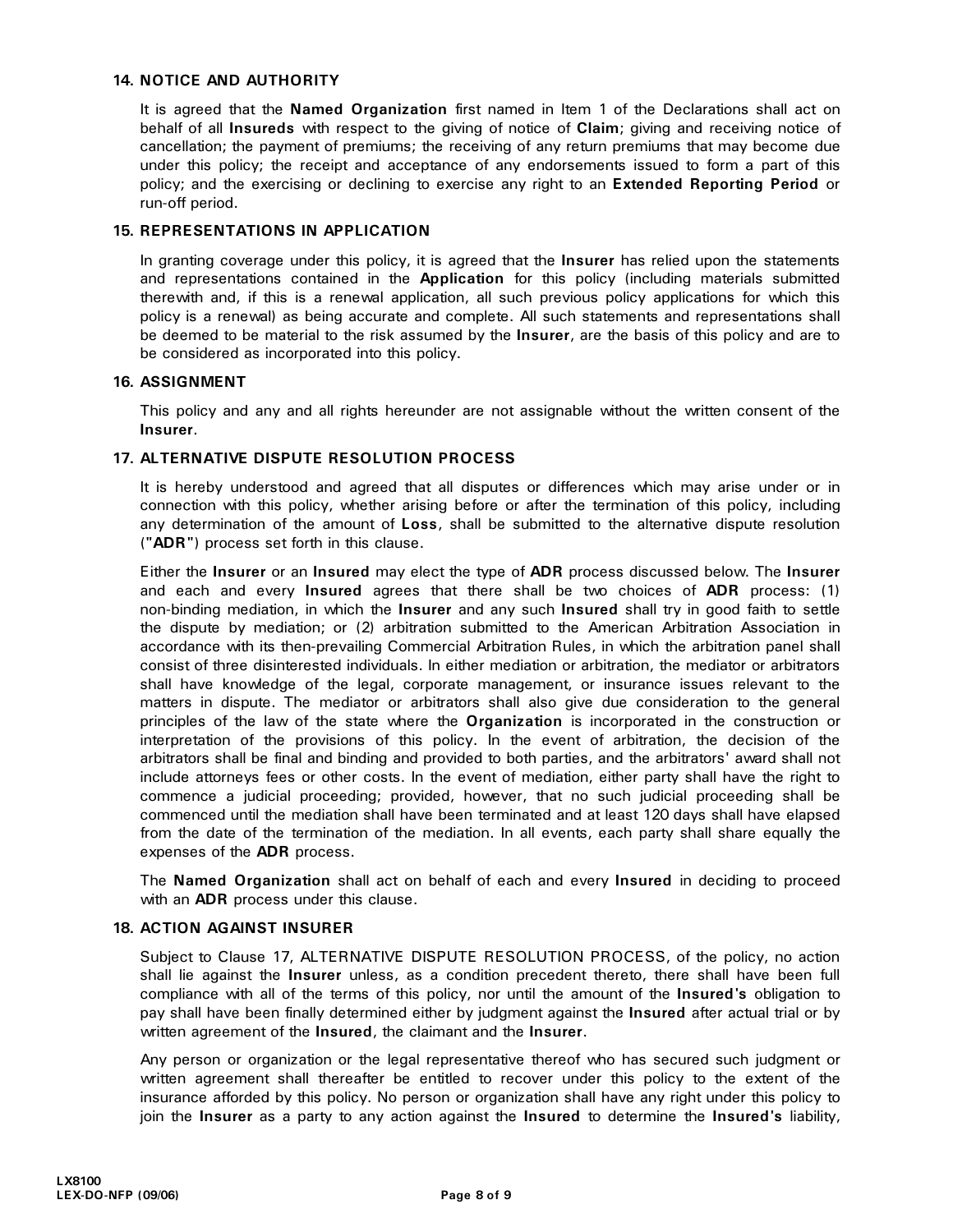### 14. NOTICE AND AUTHORITY

It is agreed that the **Named Organization** first named in Item 1 of the Declarations shall act on behalf of all **Insureds** with respect to the giving of notice of **Claim**; giving and receiving notice of cancellation; the payment of premiums; the receiving of any return premiums that may become due under this policy; the receipt and acceptance of any endorsements issued to form a part of this policy; and the exercising or declining to exercise any right to an **Extended Reporting Period** or run-off period.

### 15. REPRESENTATIONS IN APPLICATION

In granting coverage under this policy, it is agreed that the **Insurer** has relied upon the statements and representations contained in the **Application** for this policy (including materials submitted therewith and, if this is a renewal application, all such previous policy applications for which this policy is a renewal) as being accurate and complete. All such statements and representations shall be deemed to be material to the risk assumed by the **Insurer**, are the basis of this policy and are to be considered as incorporated into this policy.

### 16. ASSIGNMENT

This policy and any and all rights hereunder are not assignable without the written consent of the **Insurer**.

### 17. ALTERNATIVE DISPUTE RESOLUTION PROCESS

It is hereby understood and agreed that all disputes or differences which may arise under or in connection with this policy, whether arising before or after the termination of this policy, including any determination of the amount of **Loss**, shall be submitted to the alternative dispute resolution ("**ADR**") process set forth in this clause.

Either the **Insurer** or an **Insured** may elect the type of **ADR** process discussed below. The **Insurer** and each and every **Insured** agrees that there shall be two choices of **ADR** process: (1) non-binding mediation, in which the **Insurer** and any such **Insured** shall try in good faith to settle the dispute by mediation; or (2) arbitration submitted to the American Arbitration Association in accordance with its then-prevailing Commercial Arbitration Rules, in which the arbitration panel shall consist of three disinterested individuals. In either mediation or arbitration, the mediator or arbitrators shall have knowledge of the legal, corporate management, or insurance issues relevant to the matters in dispute. The mediator or arbitrators shall also give due consideration to the general principles of the law of the state where the **Organization** is incorporated in the construction or interpretation of the provisions of this policy. In the event of arbitration, the decision of the arbitrators shall be final and binding and provided to both parties, and the arbitrators' award shall not include attorneys fees or other costs. In the event of mediation, either party shall have the right to commence a judicial proceeding; provided, however, that no such judicial proceeding shall be commenced until the mediation shall have been terminated and at least 120 days shall have elapsed from the date of the termination of the mediation. In all events, each party shall share equally the expenses of the **ADR** process.

The **Named Organization** shall act on behalf of each and every **Insured** in deciding to proceed with an **ADR** process under this clause.

### 18. ACTION AGAINST INSURER

Subject to Clause 17, ALTERNATIVE DISPUTE RESOLUTION PROCESS, of the policy, no action shall lie against the **Insurer** unless, as a condition precedent thereto, there shall have been full compliance with all of the terms of this policy, nor until the amount of the **Insured's** obligation to pay shall have been finally determined either by judgment against the **Insured** after actual trial or by written agreement of the **Insured**, the claimant and the **Insurer**.

Any person or organization or the legal representative thereof who has secured such judgment or written agreement shall thereafter be entitled to recover under this policy to the extent of the insurance afforded by this policy. No person or organization shall have any right under this policy to join the **Insurer** as a party to any action against the **Insured** to determine the **Insured's** liability,

LX8100
LEX-DO-NFP (09/06)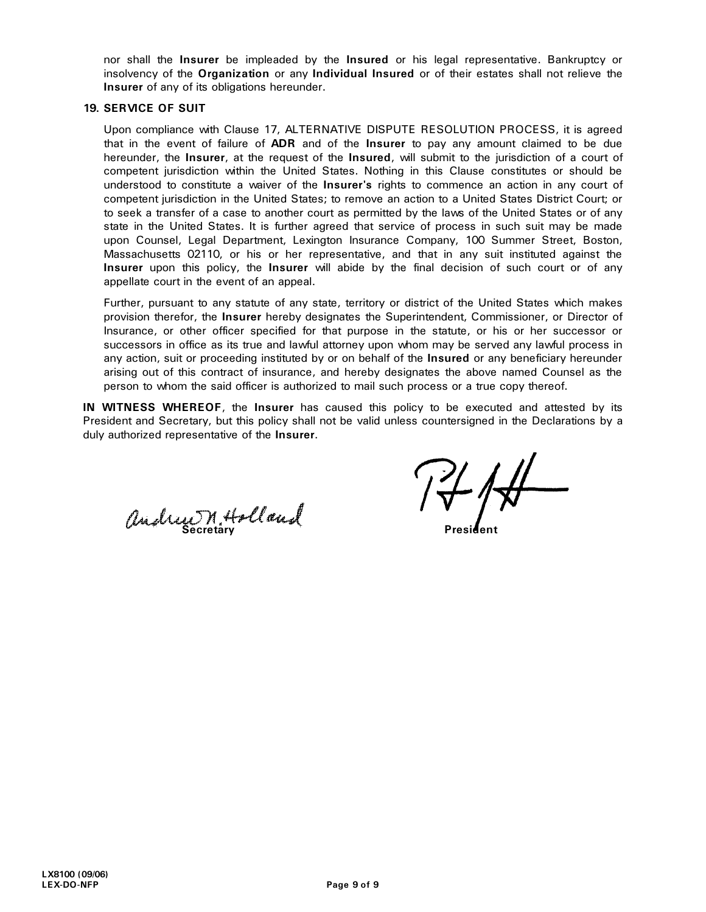nor shall the **Insurer** be impleaded by the **Insured** or his legal representative. Bankruptcy or insolvency of the **Organization** or any **Individual Insured** or of their estates shall not relieve the **Insurer** of any of its obligations hereunder.

**19. SERVICE OF SUIT**

Upon compliance with Clause 17, ALTERNATIVE DISPUTE RESOLUTION PROCESS, it is agreed that in the event of failure of **ADR** and of the **Insurer** to pay any amount claimed to be due hereunder, the **Insurer**, at the request of the **Insured**, will submit to the jurisdiction of a court of competent jurisdiction within the United States. Nothing in this Clause constitutes or should be understood to constitute a waiver of the **Insurer's** rights to commence an action in any court of competent jurisdiction in the United States; to remove an action to a United States District Court; or to seek a transfer of a case to another court as permitted by the laws of the United States or of any state in the United States. It is further agreed that service of process in such suit may be made upon Counsel, Legal Department, Lexington Insurance Company, 100 Summer Street, Boston, Massachusetts 02110, or his or her representative, and that in any suit instituted against the **Insurer** upon this policy, the **Insurer** will abide by the final decision of such court or of any appellate court in the event of an appeal.

Further, pursuant to any statute of any state, territory or district of the United States which makes provision therefor, the **Insurer** hereby designates the Superintendent, Commissioner, or Director of Insurance, or other officer specified for that purpose in the statute, or his or her successor or successors in office as its true and lawful attorney upon whom may be served any lawful process in any action, suit or proceeding instituted by or on behalf of the **Insured** or any beneficiary hereunder arising out of this contract of insurance, and hereby designates the above named Counsel as the person to whom the said officer is authorized to mail such process or a true copy thereof.

**IN WITNESS WHEREOF**, the **Insurer** has caused this policy to be executed and attested by its President and Secretary, but this policy shall not be valid unless countersigned in the Declarations by a duly authorized representative of the **Insurer**.

Andrew N. Holland
**Secretary**

**President**

LX8100 (09/06)
LEX-DO-NFP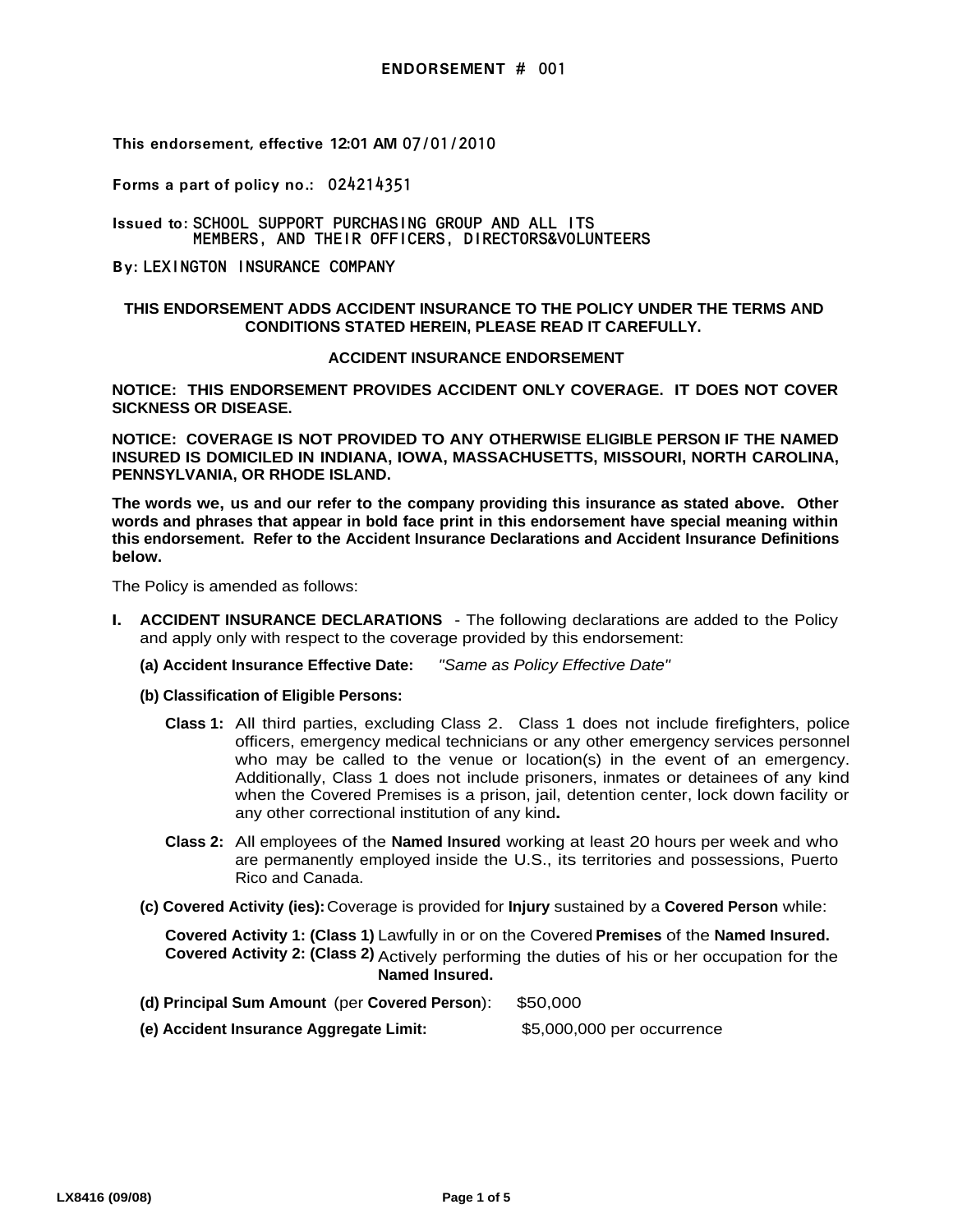**ENDORSEMENT #** 001

**This endorsement, effective 12:01 AM** 07/01/2010

**Forms a part of policy no.:** 024214351

**Issued to:** SCHOOL SUPPORT PURCHASING GROUP AND ALL ITS MEMBERS, AND THEIR OFFICERS, DIRECTORS&VOLUNTEERS

**By:** LEXINGTON INSURANCE COMPANY

**THIS ENDORSEMENT ADDS ACCIDENT INSURANCE TO THE POLICY UNDER THE TERMS AND CONDITIONS STATED HEREIN, PLEASE READ IT CAREFULLY.**

## ACCIDENT INSURANCE ENDORSEMENT

**NOTICE: THIS ENDORSEMENT PROVIDES ACCIDENT ONLY COVERAGE. IT DOES NOT COVER SICKNESS OR DISEASE.**

**NOTICE: COVERAGE IS NOT PROVIDED TO ANY OTHERWISE ELIGIBLE PERSON IF THE NAMED INSURED IS DOMICILED IN INDIANA, IOWA, MASSACHUSETTS, MISSOURI, NORTH CAROLINA, PENNSYLVANIA, OR RHODE ISLAND.**

**The words we, us and our refer to the company providing this insurance as stated above. Other words and phrases that appear in bold face print in this endorsement have special meaning within this endorsement. Refer to the Accident Insurance Declarations and Accident Insurance Definitions below.**

The Policy is amended as follows:

**I. ACCIDENT INSURANCE DECLARATIONS** - The following declarations are added to the Policy and apply only with respect to the coverage provided by this endorsement:

**(a) Accident Insurance Effective Date:** *"Same as Policy Effective Date"*

**(b) Classification of Eligible Persons:**

**Class 1:** All third parties, excluding Class 2. Class 1 does not include firefighters, police officers, emergency medical technicians or any other emergency services personnel who may be called to the venue or location(s) in the event of an emergency. Additionally, Class 1 does not include prisoners, inmates or detainees of any kind when the Covered Premises is a prison, jail, detention center, lock down facility or any other correctional institution of any kind**.**

**Class 2:** All employees of the **Named Insured** working at least 20 hours per week and who are permanently employed inside the U.S., its territories and possessions, Puerto Rico and Canada.

**(c) Covered Activity (ies):** Coverage is provided for **Injury** sustained by a **Covered Person** while:

**Covered Activity 1: (Class 1)** Lawfully in or on the Covered **Premises** of the **Named Insured.**
**Covered Activity 2: (Class 2)** Actively performing the duties of his or her occupation for the **Named Insured.**

**(d) Principal Sum Amount** (per **Covered Person**): $50,000

**(e) Accident Insurance Aggregate Limit:** $5,000,000 per occurrence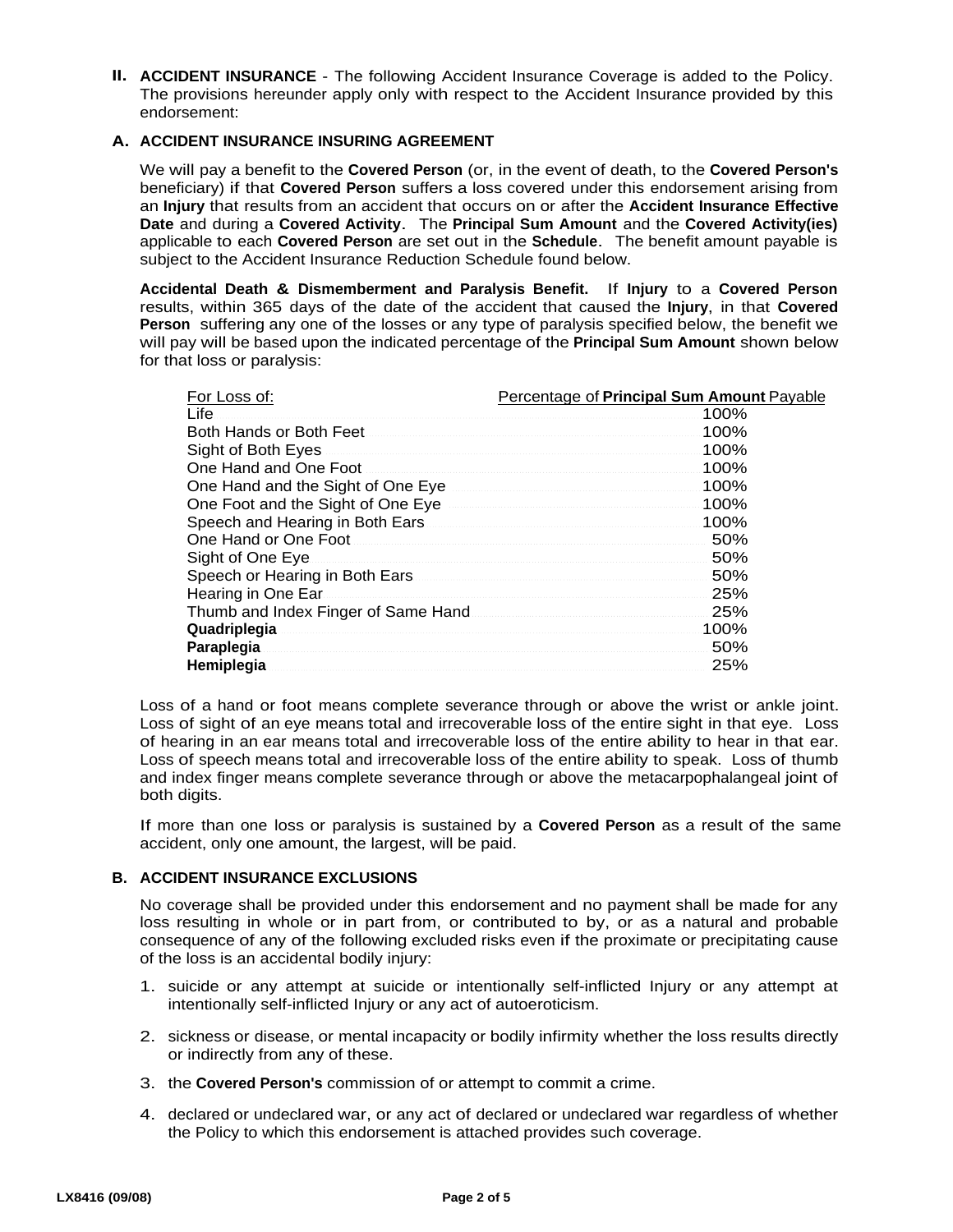## II. ACCIDENT INSURANCE

**II. ACCIDENT INSURANCE** - The following Accident Insurance Coverage is added to the Policy. The provisions hereunder apply only with respect to the Accident Insurance provided by this endorsement:

### A. ACCIDENT INSURANCE INSURING AGREEMENT

We will pay a benefit to the **Covered Person** (or, in the event of death, to the **Covered Person's** beneficiary) if that **Covered Person** suffers a loss covered under this endorsement arising from an **Injury** that results from an accident that occurs on or after the **Accident Insurance Effective Date** and during a **Covered Activity**. The **Principal Sum Amount** and the **Covered Activity(ies)** applicable to each **Covered Person** are set out in the **Schedule**. The benefit amount payable is subject to the Accident Insurance Reduction Schedule found below.

**Accidental Death & Dismemberment and Paralysis Benefit.** If **Injury** to a **Covered Person** results, within 365 days of the date of the accident that caused the **Injury**, in that **Covered Person** suffering any one of the losses or any type of paralysis specified below, the benefit we will pay will be based upon the indicated percentage of the **Principal Sum Amount** shown below for that loss or paralysis:

| For Loss of: | Percentage of **Principal Sum Amount** Payable |
|---|---|
| Life | 100% |
| Both Hands or Both Feet | 100% |
| Sight of Both Eyes | 100% |
| One Hand and One Foot | 100% |
| One Hand and the Sight of One Eye | 100% |
| One Foot and the Sight of One Eye | 100% |
| Speech and Hearing in Both Ears | 100% |
| One Hand or One Foot | 50% |
| Sight of One Eye | 50% |
| Speech or Hearing in Both Ears | 50% |
| Hearing in One Ear | 25% |
| Thumb and Index Finger of Same Hand | 25% |
| **Quadriplegia** | 100% |
| **Paraplegia** | 50% |
| **Hemiplegia** | 25% |

Loss of a hand or foot means complete severance through or above the wrist or ankle joint. Loss of sight of an eye means total and irrecoverable loss of the entire sight in that eye. Loss of hearing in an ear means total and irrecoverable loss of the entire ability to hear in that ear. Loss of speech means total and irrecoverable loss of the entire ability to speak. Loss of thumb and index finger means complete severance through or above the metacarpophalangeal joint of both digits.

If more than one loss or paralysis is sustained by a **Covered Person** as a result of the same accident, only one amount, the largest, will be paid.

### B. ACCIDENT INSURANCE EXCLUSIONS

No coverage shall be provided under this endorsement and no payment shall be made for any loss resulting in whole or in part from, or contributed to by, or as a natural and probable consequence of any of the following excluded risks even if the proximate or precipitating cause of the loss is an accidental bodily injury:

1. suicide or any attempt at suicide or intentionally self-inflicted Injury or any attempt at intentionally self-inflicted Injury or any act of autoeroticism.
2. sickness or disease, or mental incapacity or bodily infirmity whether the loss results directly or indirectly from any of these.
3. the **Covered Person's** commission of or attempt to commit a crime.
4. declared or undeclared war, or any act of declared or undeclared war regardless of whether the Policy to which this endorsement is attached provides such coverage.

LX8416 (09/08)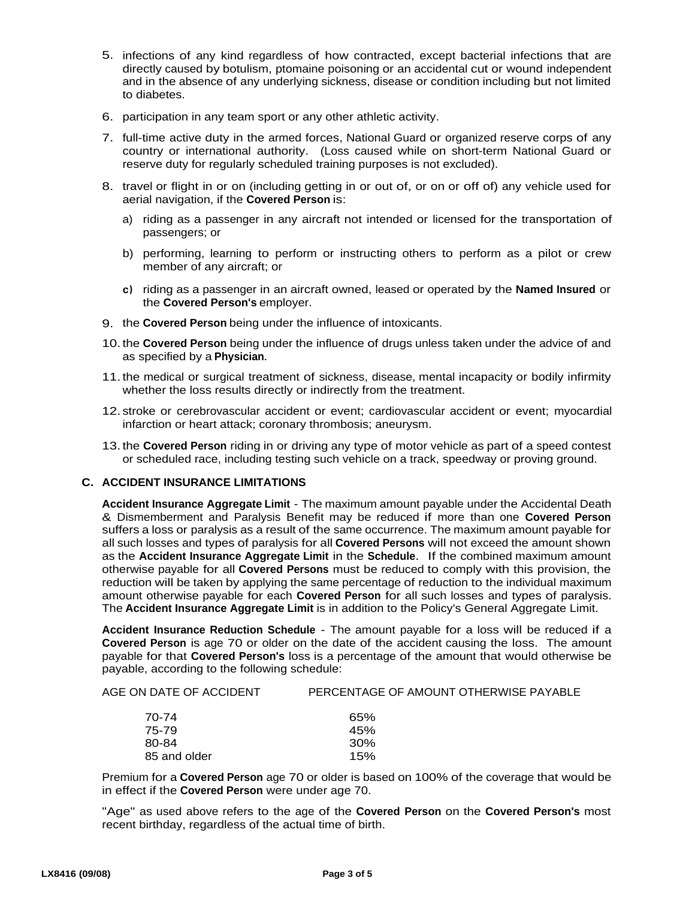5. infections of any kind regardless of how contracted, except bacterial infections that are directly caused by botulism, ptomaine poisoning or an accidental cut or wound independent and in the absence of any underlying sickness, disease or condition including but not limited to diabetes.

6. participation in any team sport or any other athletic activity.

7. full-time active duty in the armed forces, National Guard or organized reserve corps of any country or international authority. (Loss caused while on short-term National Guard or reserve duty for regularly scheduled training purposes is not excluded).

8. travel or flight in or on (including getting in or out of, or on or off of) any vehicle used for aerial navigation, if the **Covered Person** is:

   a) riding as a passenger in any aircraft not intended or licensed for the transportation of passengers; or

   b) performing, learning to perform or instructing others to perform as a pilot or crew member of any aircraft; or

   c) riding as a passenger in an aircraft owned, leased or operated by the **Named Insured** or the **Covered Person's** employer.

9. the **Covered Person** being under the influence of intoxicants.

10. the **Covered Person** being under the influence of drugs unless taken under the advice of and as specified by a **Physician**.

11. the medical or surgical treatment of sickness, disease, mental incapacity or bodily infirmity whether the loss results directly or indirectly from the treatment.

12. stroke or cerebrovascular accident or event; cardiovascular accident or event; myocardial infarction or heart attack; coronary thrombosis; aneurysm.

13. the **Covered Person** riding in or driving any type of motor vehicle as part of a speed contest or scheduled race, including testing such vehicle on a track, speedway or proving ground.

## C. ACCIDENT INSURANCE LIMITATIONS

**Accident Insurance Aggregate Limit** - The maximum amount payable under the Accidental Death & Dismemberment and Paralysis Benefit may be reduced if more than one **Covered Person** suffers a loss or paralysis as a result of the same occurrence. The maximum amount payable for all such losses and types of paralysis for all **Covered Persons** will not exceed the amount shown as the **Accident Insurance Aggregate Limit** in the **Schedule**. If the combined maximum amount otherwise payable for all **Covered Persons** must be reduced to comply with this provision, the reduction will be taken by applying the same percentage of reduction to the individual maximum amount otherwise payable for each **Covered Person** for all such losses and types of paralysis. The **Accident Insurance Aggregate Limit** is in addition to the Policy's General Aggregate Limit.

**Accident Insurance Reduction Schedule** - The amount payable for a loss will be reduced if a **Covered Person** is age 70 or older on the date of the accident causing the loss. The amount payable for that **Covered Person's** loss is a percentage of the amount that would otherwise be payable, according to the following schedule:

| AGE ON DATE OF ACCIDENT | PERCENTAGE OF AMOUNT OTHERWISE PAYABLE |
|---|---|
| 70-74 | 65% |
| 75-79 | 45% |
| 80-84 | 30% |
| 85 and older | 15% |

Premium for a **Covered Person** age 70 or older is based on 100% of the coverage that would be in effect if the **Covered Person** were under age 70.

"Age" as used above refers to the age of the **Covered Person** on the **Covered Person's** most recent birthday, regardless of the actual time of birth.

LX8416 (09/08)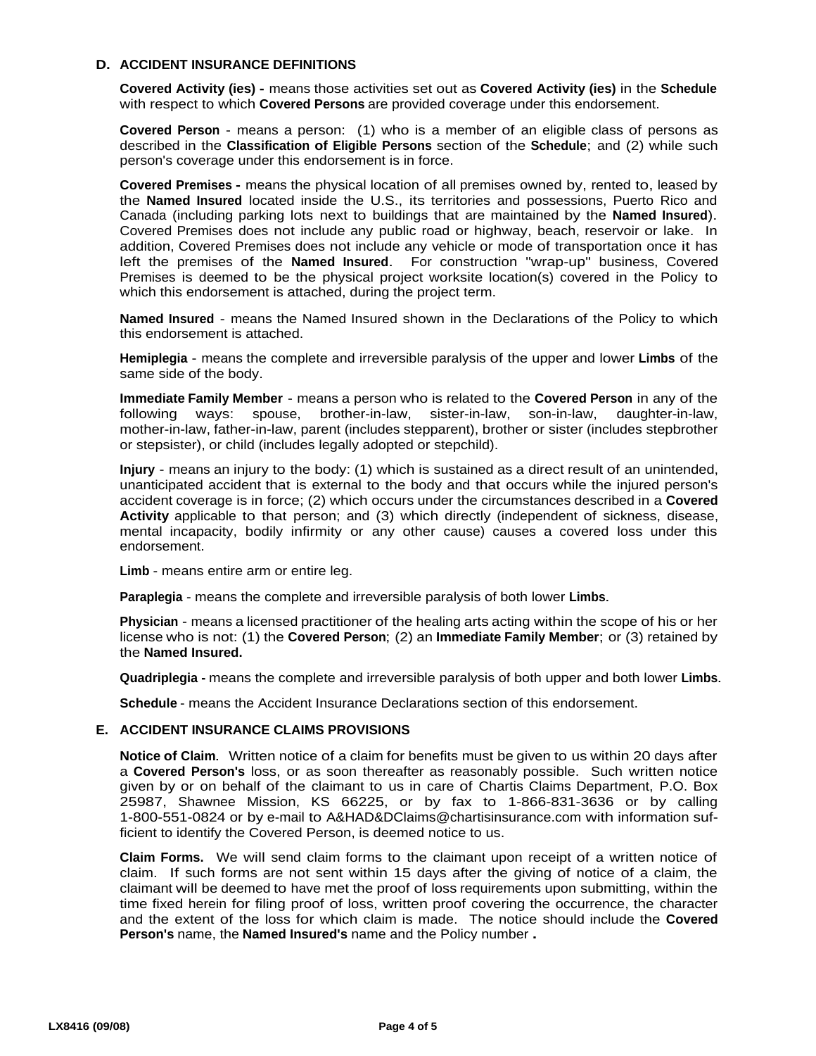## D. ACCIDENT INSURANCE DEFINITIONS

**Covered Activity (ies) -** means those activities set out as **Covered Activity (ies)** in the **Schedule** with respect to which **Covered Persons** are provided coverage under this endorsement.

**Covered Person** - means a person: (1) who is a member of an eligible class of persons as described in the **Classification of Eligible Persons** section of the **Schedule**; and (2) while such person's coverage under this endorsement is in force.

**Covered Premises -** means the physical location of all premises owned by, rented to, leased by the **Named Insured** located inside the U.S., its territories and possessions, Puerto Rico and Canada (including parking lots next to buildings that are maintained by the **Named Insured**). Covered Premises does not include any public road or highway, beach, reservoir or lake. In addition, Covered Premises does not include any vehicle or mode of transportation once it has left the premises of the **Named Insured**. For construction "wrap-up" business, Covered Premises is deemed to be the physical project worksite location(s) covered in the Policy to which this endorsement is attached, during the project term.

**Named Insured** - means the Named Insured shown in the Declarations of the Policy to which this endorsement is attached.

**Hemiplegia** - means the complete and irreversible paralysis of the upper and lower **Limbs** of the same side of the body.

**Immediate Family Member** - means a person who is related to the **Covered Person** in any of the following ways: spouse, brother-in-law, sister-in-law, son-in-law, daughter-in-law, mother-in-law, father-in-law, parent (includes stepparent), brother or sister (includes stepbrother or stepsister), or child (includes legally adopted or stepchild).

**Injury** - means an injury to the body: (1) which is sustained as a direct result of an unintended, unanticipated accident that is external to the body and that occurs while the injured person's accident coverage is in force; (2) which occurs under the circumstances described in a **Covered Activity** applicable to that person; and (3) which directly (independent of sickness, disease, mental incapacity, bodily infirmity or any other cause) causes a covered loss under this endorsement.

**Limb** - means entire arm or entire leg.

**Paraplegia** - means the complete and irreversible paralysis of both lower **Limbs**.

**Physician** - means a licensed practitioner of the healing arts acting within the scope of his or her license who is not: (1) the **Covered Person**; (2) an **Immediate Family Member**; or (3) retained by the **Named Insured.**

**Quadriplegia -** means the complete and irreversible paralysis of both upper and both lower **Limbs**.

**Schedule** - means the Accident Insurance Declarations section of this endorsement.

## E. ACCIDENT INSURANCE CLAIMS PROVISIONS

**Notice of Claim**. Written notice of a claim for benefits must be given to us within 20 days after a **Covered Person's** loss, or as soon thereafter as reasonably possible. Such written notice given by or on behalf of the claimant to us in care of Chartis Claims Department, P.O. Box 25987, Shawnee Mission, KS 66225, or by fax to 1-866-831-3636 or by calling 1-800-551-0824 or by e-mail to A&HAD&DClaims@chartisinsurance.com with information sufficient to identify the Covered Person, is deemed notice to us.

**Claim Forms.** We will send claim forms to the claimant upon receipt of a written notice of claim. If such forms are not sent within 15 days after the giving of notice of a claim, the claimant will be deemed to have met the proof of loss requirements upon submitting, within the time fixed herein for filing proof of loss, written proof covering the occurrence, the character and the extent of the loss for which claim is made. The notice should include the **Covered Person's** name, the **Named Insured's** name and the Policy number **.**

LX8416 (09/08)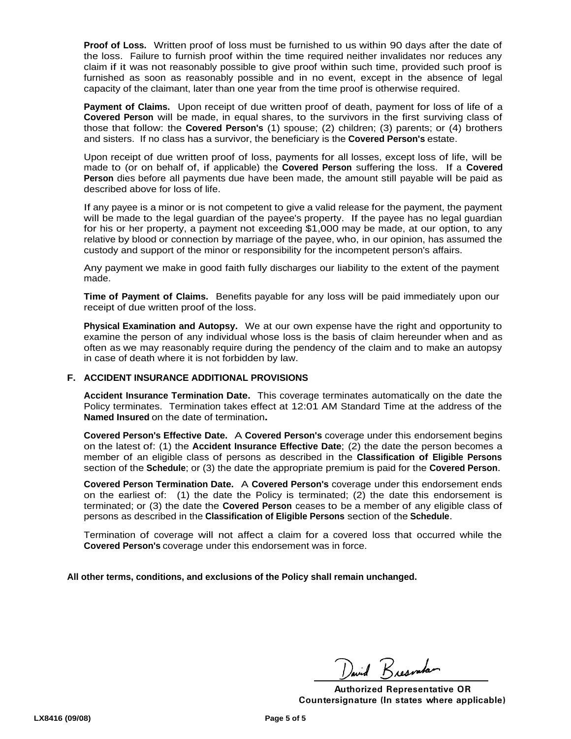**Proof of Loss.** Written proof of loss must be furnished to us within 90 days after the date of the loss. Failure to furnish proof within the time required neither invalidates nor reduces any claim if it was not reasonably possible to give proof within such time, provided such proof is furnished as soon as reasonably possible and in no event, except in the absence of legal capacity of the claimant, later than one year from the time proof is otherwise required.

**Payment of Claims.** Upon receipt of due written proof of death, payment for loss of life of a **Covered Person** will be made, in equal shares, to the survivors in the first surviving class of those that follow: the **Covered Person's** (1) spouse; (2) children; (3) parents; or (4) brothers and sisters. If no class has a survivor, the beneficiary is the **Covered Person's** estate.

Upon receipt of due written proof of loss, payments for all losses, except loss of life, will be made to (or on behalf of, if applicable) the **Covered Person** suffering the loss. If a **Covered Person** dies before all payments due have been made, the amount still payable will be paid as described above for loss of life.

If any payee is a minor or is not competent to give a valid release for the payment, the payment will be made to the legal guardian of the payee's property. If the payee has no legal guardian for his or her property, a payment not exceeding $1,000 may be made, at our option, to any relative by blood or connection by marriage of the payee, who, in our opinion, has assumed the custody and support of the minor or responsibility for the incompetent person's affairs.

Any payment we make in good faith fully discharges our liability to the extent of the payment made.

**Time of Payment of Claims.** Benefits payable for any loss will be paid immediately upon our receipt of due written proof of the loss.

**Physical Examination and Autopsy.** We at our own expense have the right and opportunity to examine the person of any individual whose loss is the basis of claim hereunder when and as often as we may reasonably require during the pendency of the claim and to make an autopsy in case of death where it is not forbidden by law.

## F. ACCIDENT INSURANCE ADDITIONAL PROVISIONS

**Accident Insurance Termination Date.** This coverage terminates automatically on the date the Policy terminates. Termination takes effect at 12:01 AM Standard Time at the address of the **Named Insured** on the date of termination**.**

**Covered Person's Effective Date.** A **Covered Person's** coverage under this endorsement begins on the latest of: (1) the **Accident Insurance Effective Date**; (2) the date the person becomes a member of an eligible class of persons as described in the **Classification of Eligible Persons** section of the **Schedule**; or (3) the date the appropriate premium is paid for the **Covered Person**.

**Covered Person Termination Date.** A **Covered Person's** coverage under this endorsement ends on the earliest of: (1) the date the Policy is terminated; (2) the date this endorsement is terminated; or (3) the date the **Covered Person** ceases to be a member of any eligible class of persons as described in the **Classification of Eligible Persons** section of the **Schedule**.

Termination of coverage will not affect a claim for a covered loss that occurred while the **Covered Person's** coverage under this endorsement was in force.

**All other terms, conditions, and exclusions of the Policy shall remain unchanged.**

David Bresnahan

**Authorized Representative OR**
**Countersignature (In states where applicable)**

LX8416 (09/08)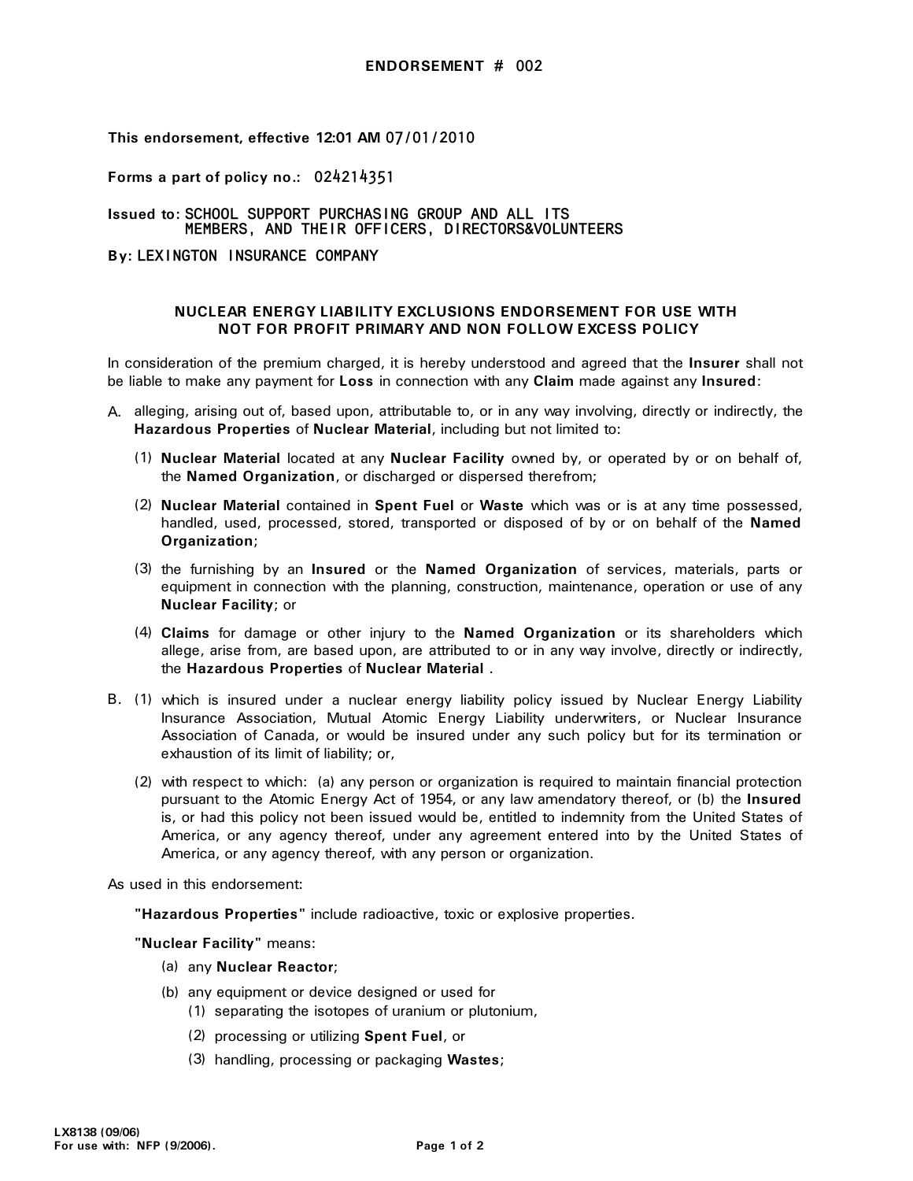**ENDORSEMENT # 002**

**This endorsement, effective 12:01 AM** 07/01/2010

**Forms a part of policy no.:** 024214351

**Issued to:** SCHOOL SUPPORT PURCHASING GROUP AND ALL ITS MEMBERS, AND THEIR OFFICERS, DIRECTORS&VOLUNTEERS

**By:** LEXINGTON INSURANCE COMPANY

**NUCLEAR ENERGY LIABILITY EXCLUSIONS ENDORSEMENT FOR USE WITH NOT FOR PROFIT PRIMARY AND NON FOLLOW EXCESS POLICY**

In consideration of the premium charged, it is hereby understood and agreed that the **Insurer** shall not be liable to make any payment for **Loss** in connection with any **Claim** made against any **Insured**:

A. alleging, arising out of, based upon, attributable to, or in any way involving, directly or indirectly, the **Hazardous Properties** of **Nuclear Material**, including but not limited to:

   (1) **Nuclear Material** located at any **Nuclear Facility** owned by, or operated by or on behalf of, the **Named Organization**, or discharged or dispersed therefrom;

   (2) **Nuclear Material** contained in **Spent Fuel** or **Waste** which was or is at any time possessed, handled, used, processed, stored, transported or disposed of by or on behalf of the **Named Organization**;

   (3) the furnishing by an **Insured** or the **Named Organization** of services, materials, parts or equipment in connection with the planning, construction, maintenance, operation or use of any **Nuclear Facility**; or

   (4) **Claims** for damage or other injury to the **Named Organization** or its shareholders which allege, arise from, are based upon, are attributed to or in any way involve, directly or indirectly, the **Hazardous Properties** of **Nuclear Material** .

B. (1) which is insured under a nuclear energy liability policy issued by Nuclear Energy Liability Insurance Association, Mutual Atomic Energy Liability underwriters, or Nuclear Insurance Association of Canada, or would be insured under any such policy but for its termination or exhaustion of its limit of liability; or,

   (2) with respect to which: (a) any person or organization is required to maintain financial protection pursuant to the Atomic Energy Act of 1954, or any law amendatory thereof, or (b) the **Insured** is, or had this policy not been issued would be, entitled to indemnity from the United States of America, or any agency thereof, under any agreement entered into by the United States of America, or any agency thereof, with any person or organization.

As used in this endorsement:

**"Hazardous Properties"** include radioactive, toxic or explosive properties.

**"Nuclear Facility"** means:

(a) any **Nuclear Reactor**;

(b) any equipment or device designed or used for

   (1) separating the isotopes of uranium or plutonium,

   (2) processing or utilizing **Spent Fuel**, or

   (3) handling, processing or packaging **Wastes**;

LX8138 (09/06)
For use with: NFP (9/2006).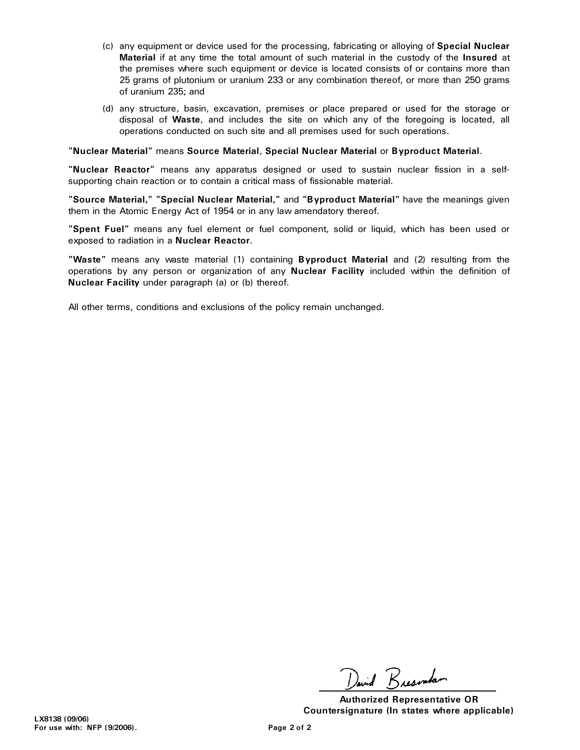(c) any equipment or device used for the processing, fabricating or alloying of **Special Nuclear Material** if at any time the total amount of such material in the custody of the **Insured** at the premises where such equipment or device is located consists of or contains more than 25 grams of plutonium or uranium 233 or any combination thereof, or more than 250 grams of uranium 235; and

(d) any structure, basin, excavation, premises or place prepared or used for the storage or disposal of **Waste**, and includes the site on which any of the foregoing is located, all operations conducted on such site and all premises used for such operations.

**"Nuclear Material"** means **Source Material**, **Special Nuclear Material** or **Byproduct Material**.

**"Nuclear Reactor"** means any apparatus designed or used to sustain nuclear fission in a self-supporting chain reaction or to contain a critical mass of fissionable material.

**"Source Material," "Special Nuclear Material,"** and **"Byproduct Material"** have the meanings given them in the Atomic Energy Act of 1954 or in any law amendatory thereof.

**"Spent Fuel"** means any fuel element or fuel component, solid or liquid, which has been used or exposed to radiation in a **Nuclear Reactor**.

**"Waste"** means any waste material (1) containing **Byproduct Material** and (2) resulting from the operations by any person or organization of any **Nuclear Facility** included within the definition of **Nuclear Facility** under paragraph (a) or (b) thereof.

All other terms, conditions and exclusions of the policy remain unchanged.

David Bresnahan

**Authorized Representative OR Countersignature (In states where applicable)**

**LX8138 (09/06)**
**For use with: NFP (9/2006).**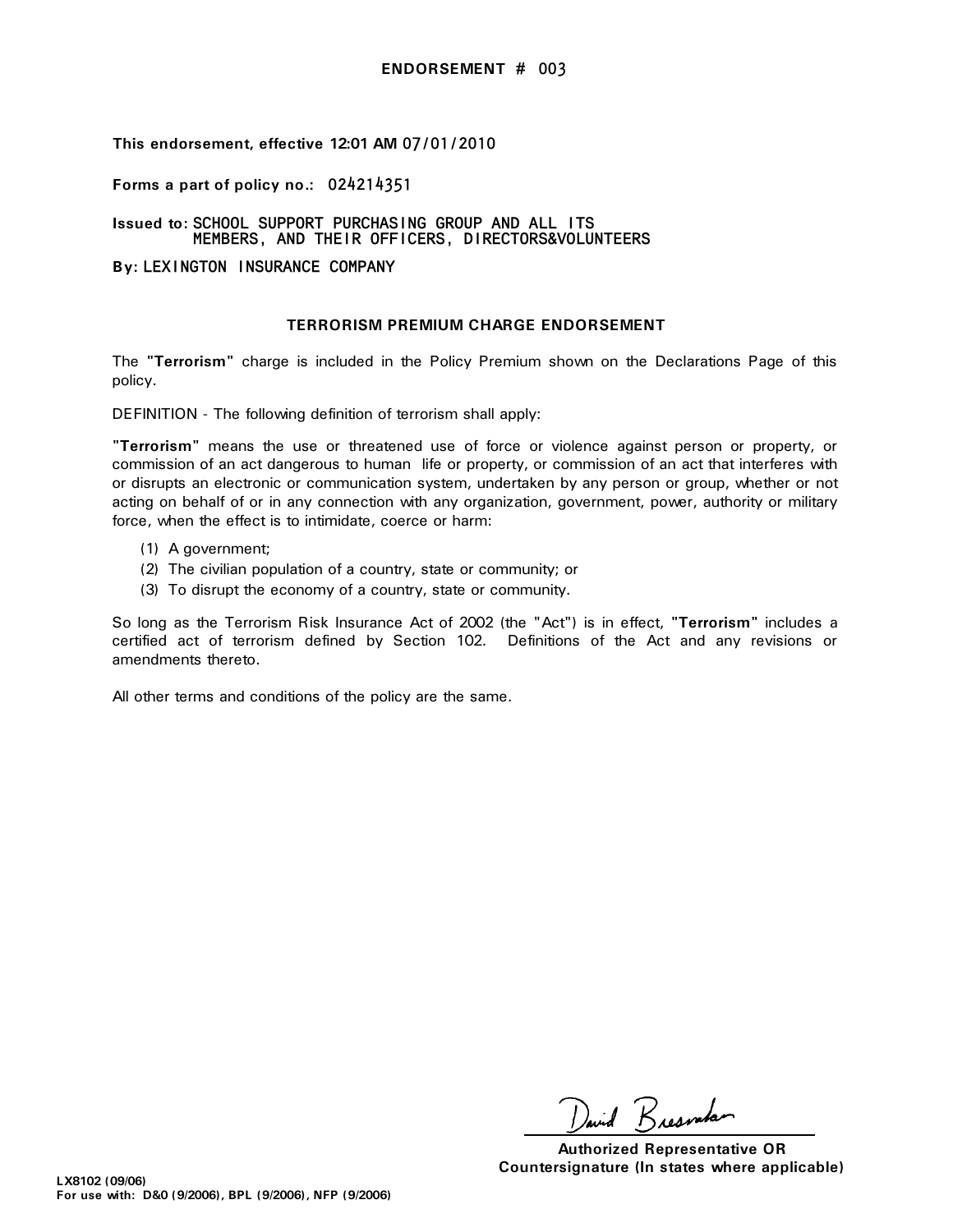**ENDORSEMENT #** 003

**This endorsement, effective 12:01 AM** 07/01/2010

**Forms a part of policy no.:** 024214351

**Issued to:** SCHOOL SUPPORT PURCHASING GROUP AND ALL ITS MEMBERS, AND THEIR OFFICERS, DIRECTORS&VOLUNTEERS

**By:** LEXINGTON INSURANCE COMPANY

## TERRORISM PREMIUM CHARGE ENDORSEMENT

The **"Terrorism"** charge is included in the Policy Premium shown on the Declarations Page of this policy.

DEFINITION - The following definition of terrorism shall apply:

**"Terrorism"** means the use or threatened use of force or violence against person or property, or commission of an act dangerous to human life or property, or commission of an act that interferes with or disrupts an electronic or communication system, undertaken by any person or group, whether or not acting on behalf of or in any connection with any organization, government, power, authority or military force, when the effect is to intimidate, coerce or harm:

(1) A government;
(2) The civilian population of a country, state or community; or
(3) To disrupt the economy of a country, state or community.

So long as the Terrorism Risk Insurance Act of 2002 (the "Act") is in effect, **"Terrorism"** includes a certified act of terrorism defined by Section 102. Definitions of the Act and any revisions or amendments thereto.

All other terms and conditions of the policy are the same.

David Bresnahan

**Authorized Representative OR Countersignature (In states where applicable)**

**LX8102 (09/06)**
**For use with: D&O (9/2006), BPL (9/2006), NFP (9/2006)**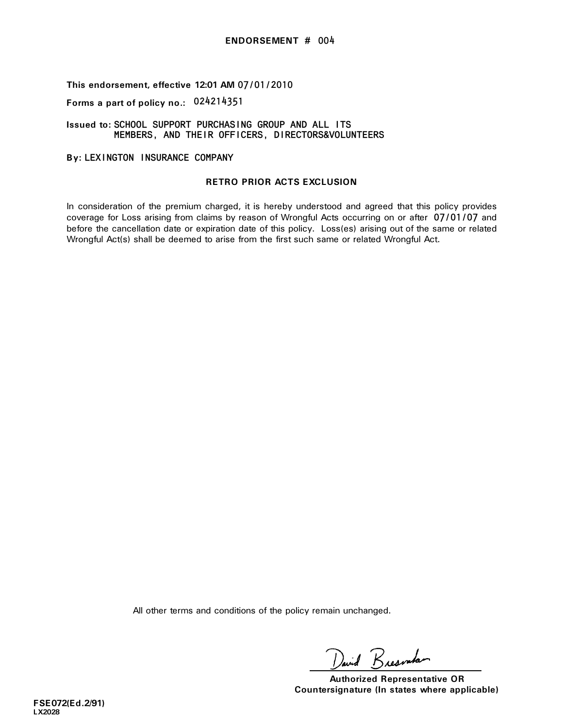## ENDORSEMENT # 004

**This endorsement, effective 12:01 AM** 07/01/2010

**Forms a part of policy no.:** 024214351

**Issued to:** SCHOOL SUPPORT PURCHASING GROUP AND ALL ITS MEMBERS, AND THEIR OFFICERS, DIRECTORS&VOLUNTEERS

**By:** LEXINGTON INSURANCE COMPANY

### RETRO PRIOR ACTS EXCLUSION

In consideration of the premium charged, it is hereby understood and agreed that this policy provides coverage for Loss arising from claims by reason of Wrongful Acts occurring on or after 07/01/07 and before the cancellation date or expiration date of this policy. Loss(es) arising out of the same or related Wrongful Act(s) shall be deemed to arise from the first such same or related Wrongful Act.

All other terms and conditions of the policy remain unchanged.

David Bresnahan

**Authorized Representative OR Countersignature (In states where applicable)**

**FSE072(Ed.2/91)**
**LX2028**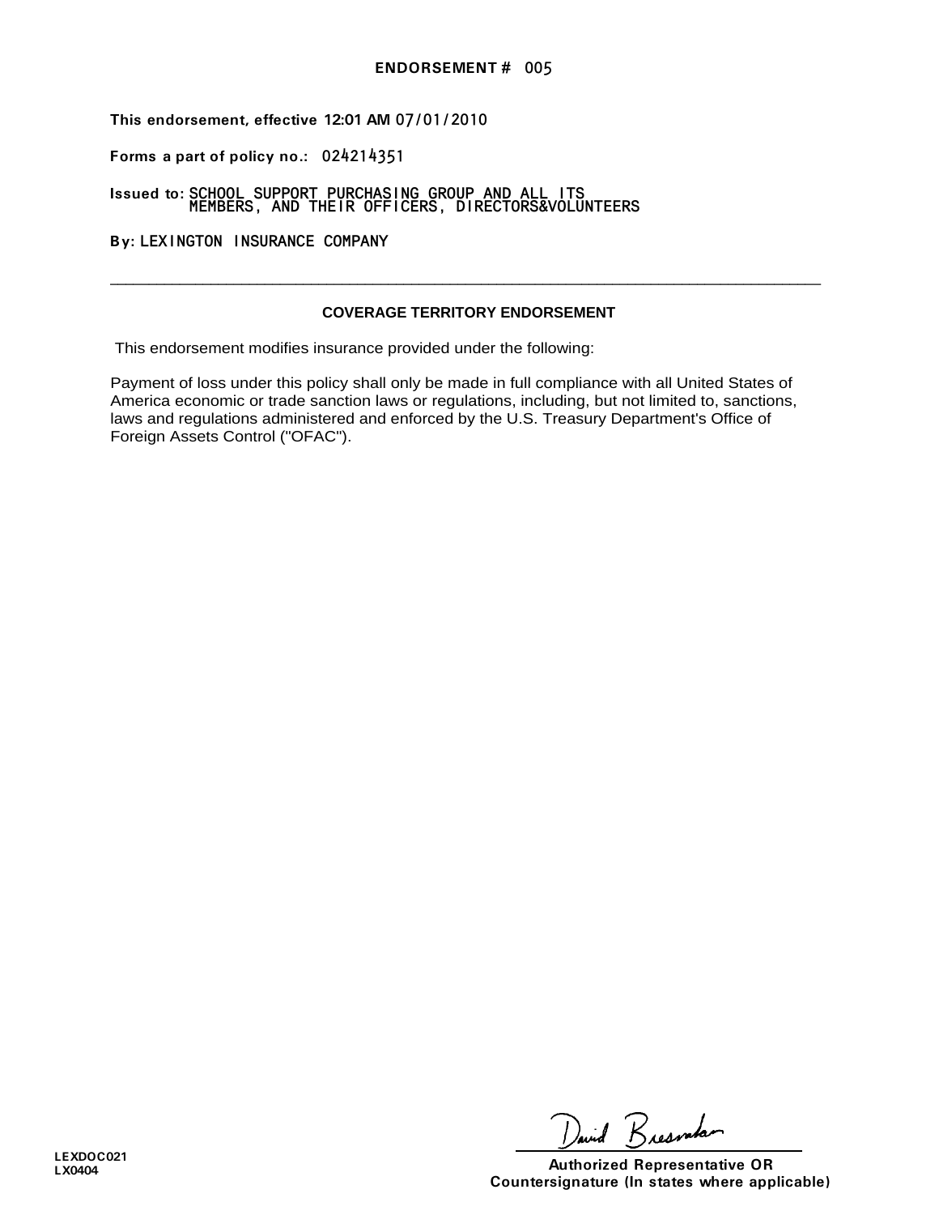**ENDORSEMENT #** 005

**This endorsement, effective 12:01 AM** 07/01/2010

**Forms a part of policy no.:** 024214351

**Issued to:** SCHOOL SUPPORT PURCHASING GROUP AND ALL ITS MEMBERS, AND THEIR OFFICERS, DIRECTORS&VOLUNTEERS

**By:** LEXINGTON INSURANCE COMPANY

---

## COVERAGE TERRITORY ENDORSEMENT

This endorsement modifies insurance provided under the following:

Payment of loss under this policy shall only be made in full compliance with all United States of America economic or trade sanction laws or regulations, including, but not limited to, sanctions, laws and regulations administered and enforced by the U.S. Treasury Department's Office of Foreign Assets Control ("OFAC").

David Bresnahan

**Authorized Representative OR Countersignature (In states where applicable)**

**LEXDOC021**
**LX0404**